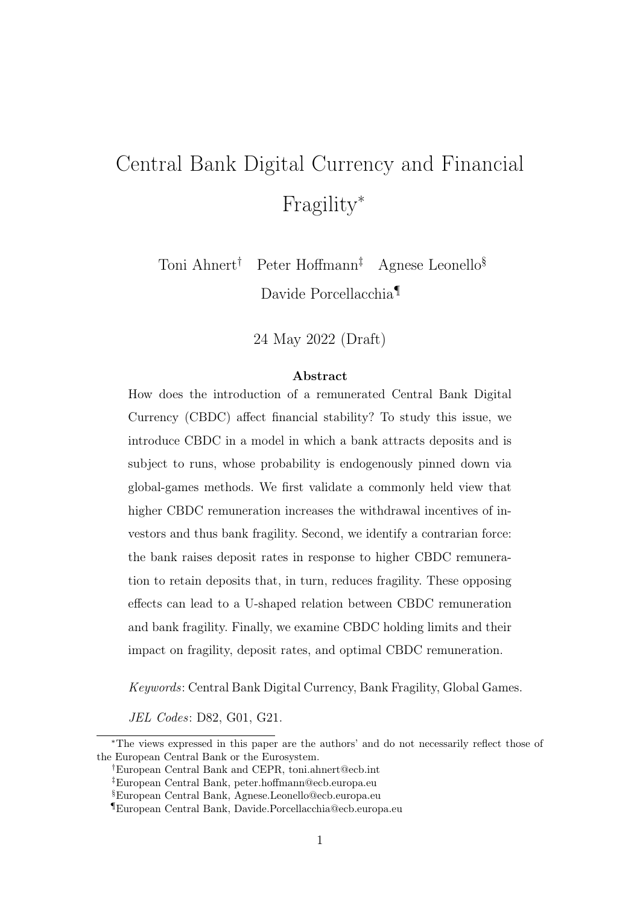# Central Bank Digital Currency and Financial Fragility*

Toni Ahnert[†] Peter Hoffmann[‡] Agnese Leonello[§] Davide Porcellacchia[¶]

24 May 2022 (Draft)

**Abstract**

How does the introduction of a remunerated Central Bank Digital Currency (CBDC) affect financial stability? To study this issue, we introduce CBDC in a model in which a bank attracts deposits and is subject to runs, whose probability is endogenously pinned down via global-games methods. We first validate a commonly held view that higher CBDC remuneration increases the withdrawal incentives of investors and thus bank fragility. Second, we identify a contrarian force: the bank raises deposit rates in response to higher CBDC remuneration to retain deposits that, in turn, reduces fragility. These opposing effects can lead to a U-shaped relation between CBDC remuneration and bank fragility. Finally, we examine CBDC holding limits and their impact on fragility, deposit rates, and optimal CBDC remuneration.

*Keywords*: Central Bank Digital Currency, Bank Fragility, Global Games.

*JEL Codes*: D82, G01, G21.

---

*The views expressed in this paper are the authors' and do not necessarily reflect those of the European Central Bank or the Eurosystem.

[†]European Central Bank and CEPR, toni.ahnert@ecb.int

[‡]European Central Bank, peter.hoffmann@ecb.europa.eu

[§]European Central Bank, Agnese.Leonello@ecb.europa.eu

[¶]European Central Bank, Davide.Porcellacchia@ecb.europa.eu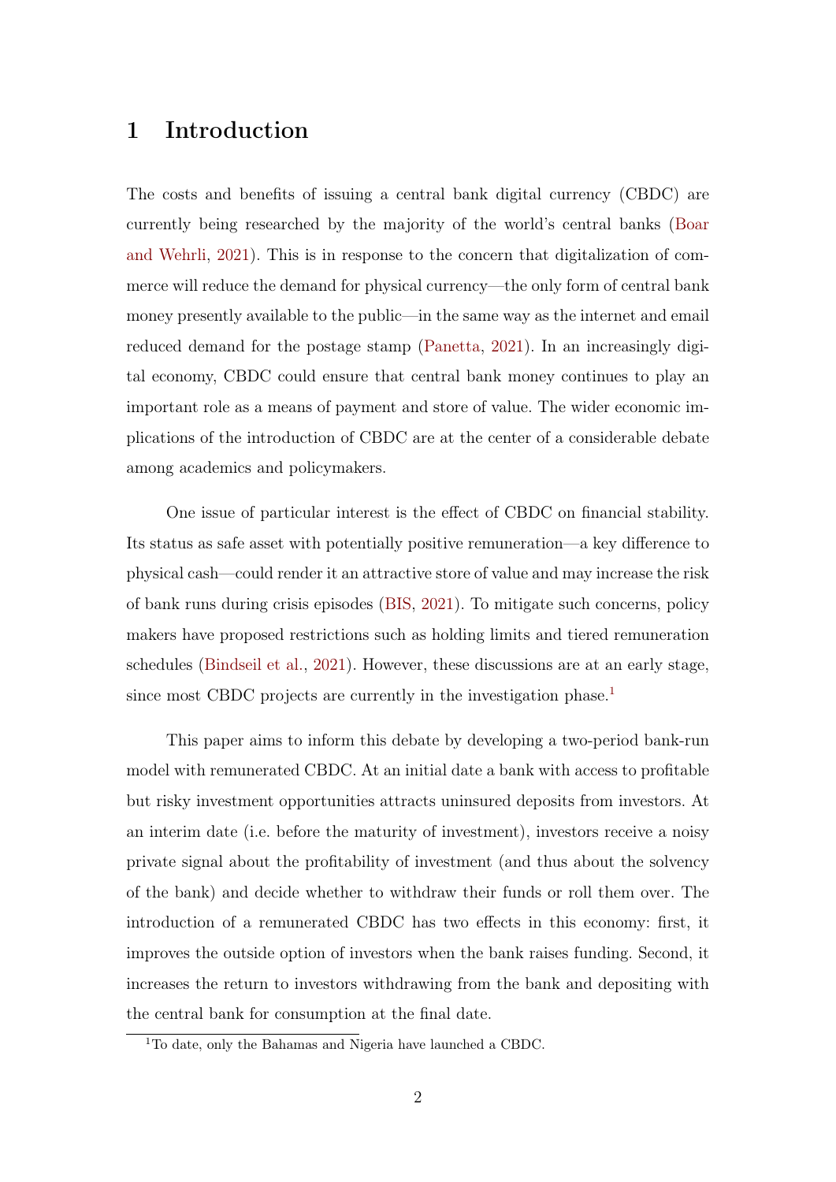# 1 Introduction

The costs and benefits of issuing a central bank digital currency (CBDC) are currently being researched by the majority of the world's central banks (Boar and Wehrli, 2021). This is in response to the concern that digitalization of commerce will reduce the demand for physical currency—the only form of central bank money presently available to the public—in the same way as the internet and email reduced demand for the postage stamp (Panetta, 2021). In an increasingly digital economy, CBDC could ensure that central bank money continues to play an important role as a means of payment and store of value. The wider economic implications of the introduction of CBDC are at the center of a considerable debate among academics and policymakers.

One issue of particular interest is the effect of CBDC on financial stability. Its status as safe asset with potentially positive remuneration—a key difference to physical cash—could render it an attractive store of value and may increase the risk of bank runs during crisis episodes (BIS, 2021). To mitigate such concerns, policy makers have proposed restrictions such as holding limits and tiered remuneration schedules (Bindseil et al., 2021). However, these discussions are at an early stage, since most CBDC projects are currently in the investigation phase.[1]

This paper aims to inform this debate by developing a two-period bank-run model with remunerated CBDC. At an initial date a bank with access to profitable but risky investment opportunities attracts uninsured deposits from investors. At an interim date (i.e. before the maturity of investment), investors receive a noisy private signal about the profitability of investment (and thus about the solvency of the bank) and decide whether to withdraw their funds or roll them over. The introduction of a remunerated CBDC has two effects in this economy: first, it improves the outside option of investors when the bank raises funding. Second, it increases the return to investors withdrawing from the bank and depositing with the central bank for consumption at the final date.

[1] To date, only the Bahamas and Nigeria have launched a CBDC.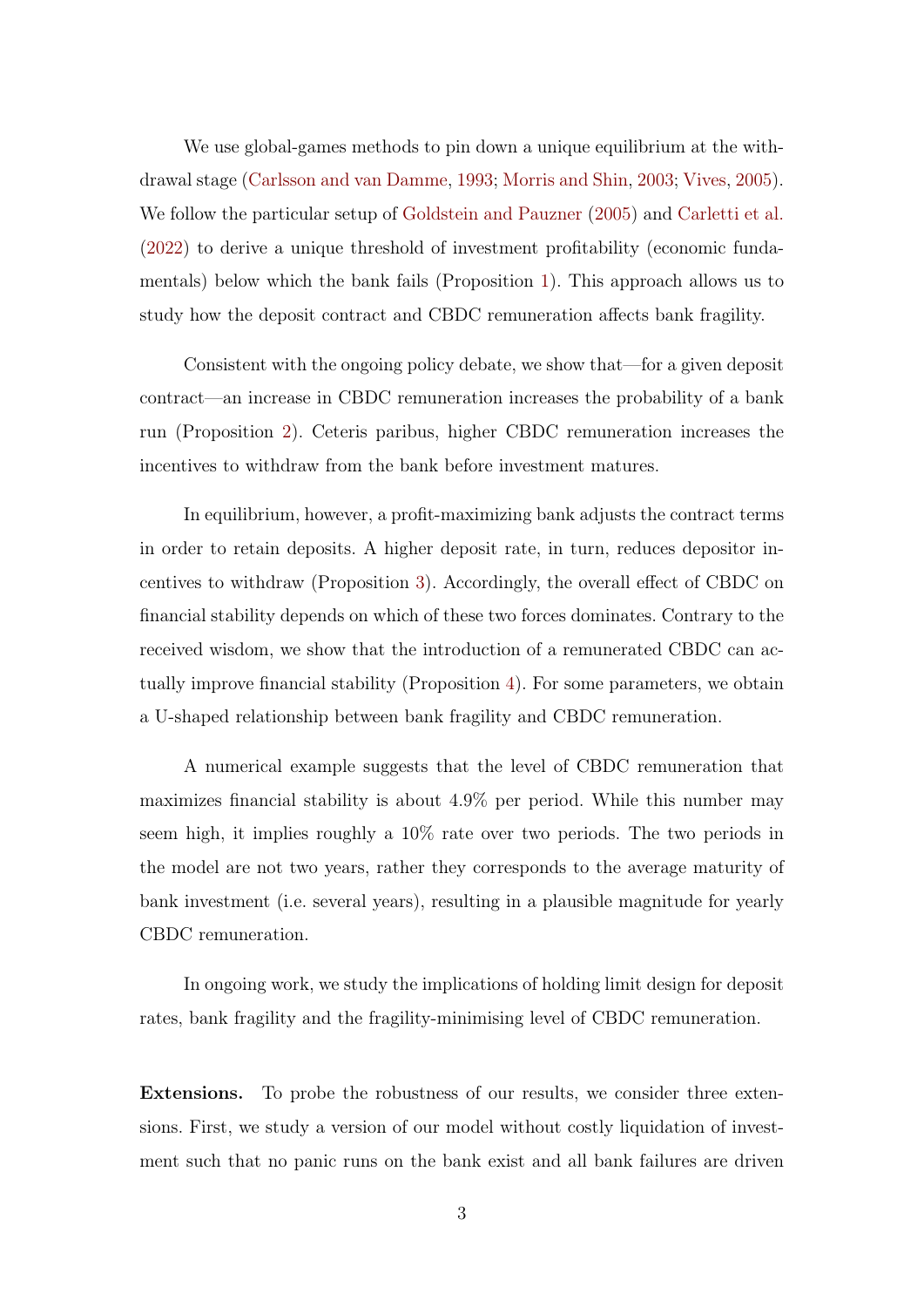We use global-games methods to pin down a unique equilibrium at the withdrawal stage (Carlsson and van Damme, 1993; Morris and Shin, 2003; Vives, 2005). We follow the particular setup of Goldstein and Pauzner (2005) and Carletti et al. (2022) to derive a unique threshold of investment profitability (economic fundamentals) below which the bank fails (Proposition 1). This approach allows us to study how the deposit contract and CBDC remuneration affects bank fragility.

Consistent with the ongoing policy debate, we show that—for a given deposit contract—an increase in CBDC remuneration increases the probability of a bank run (Proposition 2). Ceteris paribus, higher CBDC remuneration increases the incentives to withdraw from the bank before investment matures.

In equilibrium, however, a profit-maximizing bank adjusts the contract terms in order to retain deposits. A higher deposit rate, in turn, reduces depositor incentives to withdraw (Proposition 3). Accordingly, the overall effect of CBDC on financial stability depends on which of these two forces dominates. Contrary to the received wisdom, we show that the introduction of a remunerated CBDC can actually improve financial stability (Proposition 4). For some parameters, we obtain a U-shaped relationship between bank fragility and CBDC remuneration.

A numerical example suggests that the level of CBDC remuneration that maximizes financial stability is about 4.9% per period. While this number may seem high, it implies roughly a 10% rate over two periods. The two periods in the model are not two years, rather they corresponds to the average maturity of bank investment (i.e. several years), resulting in a plausible magnitude for yearly CBDC remuneration.

In ongoing work, we study the implications of holding limit design for deposit rates, bank fragility and the fragility-minimising level of CBDC remuneration.

**Extensions.** To probe the robustness of our results, we consider three extensions. First, we study a version of our model without costly liquidation of investment such that no panic runs on the bank exist and all bank failures are driven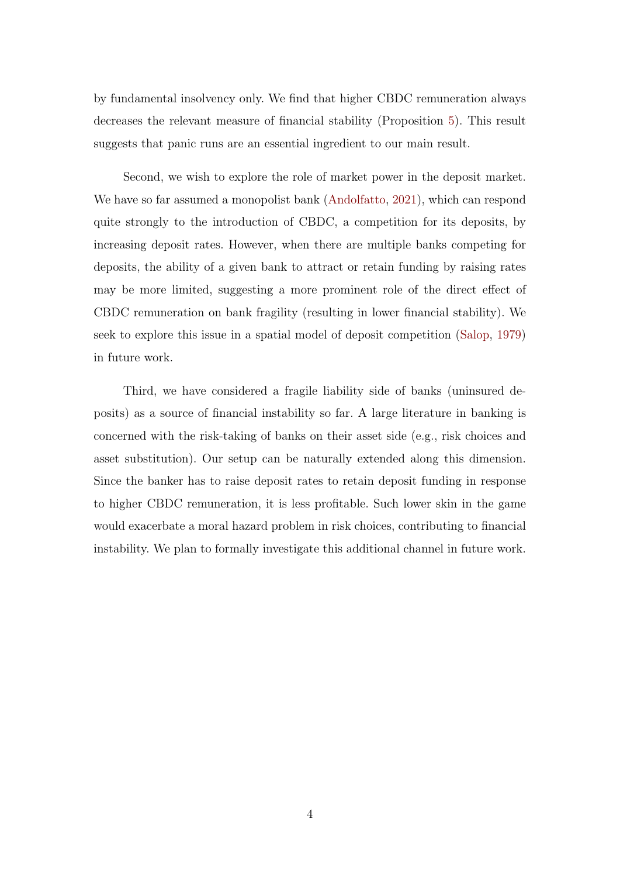by fundamental insolvency only. We find that higher CBDC remuneration always decreases the relevant measure of financial stability (Proposition 5). This result suggests that panic runs are an essential ingredient to our main result.

Second, we wish to explore the role of market power in the deposit market. We have so far assumed a monopolist bank (Andolfatto, 2021), which can respond quite strongly to the introduction of CBDC, a competition for its deposits, by increasing deposit rates. However, when there are multiple banks competing for deposits, the ability of a given bank to attract or retain funding by raising rates may be more limited, suggesting a more prominent role of the direct effect of CBDC remuneration on bank fragility (resulting in lower financial stability). We seek to explore this issue in a spatial model of deposit competition (Salop, 1979) in future work.

Third, we have considered a fragile liability side of banks (uninsured deposits) as a source of financial instability so far. A large literature in banking is concerned with the risk-taking of banks on their asset side (e.g., risk choices and asset substitution). Our setup can be naturally extended along this dimension. Since the banker has to raise deposit rates to retain deposit funding in response to higher CBDC remuneration, it is less profitable. Such lower skin in the game would exacerbate a moral hazard problem in risk choices, contributing to financial instability. We plan to formally investigate this additional channel in future work.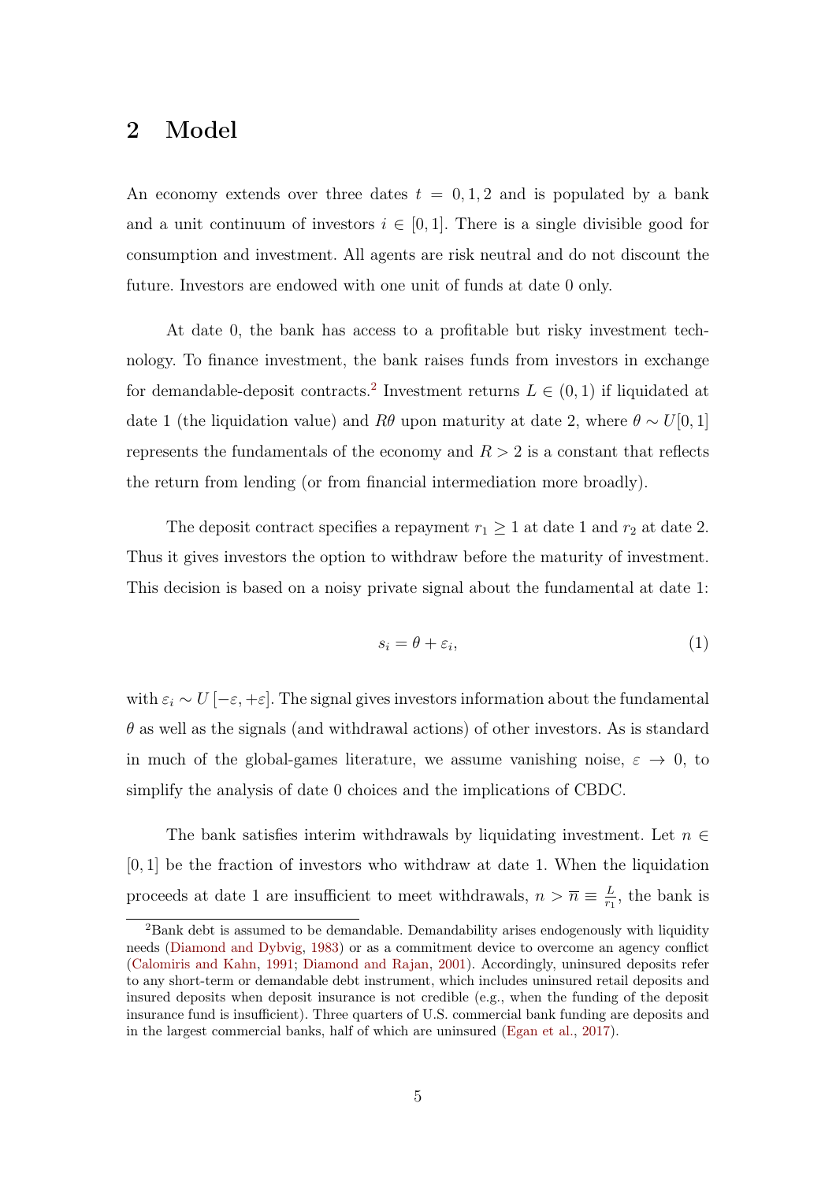## 2 Model

An economy extends over three dates $t = 0, 1, 2$ and is populated by a bank and a unit continuum of investors $i \in [0, 1]$. There is a single divisible good for consumption and investment. All agents are risk neutral and do not discount the future. Investors are endowed with one unit of funds at date 0 only.

At date 0, the bank has access to a profitable but risky investment technology. To finance investment, the bank raises funds from investors in exchange for demandable-deposit contracts.[2] Investment returns $L \in (0, 1)$ if liquidated at date 1 (the liquidation value) and $R\theta$ upon maturity at date 2, where $\theta \sim U[0, 1]$ represents the fundamentals of the economy and $R > 2$ is a constant that reflects the return from lending (or from financial intermediation more broadly).

The deposit contract specifies a repayment $r_1 \geq 1$ at date 1 and $r_2$ at date 2. Thus it gives investors the option to withdraw before the maturity of investment. This decision is based on a noisy private signal about the fundamental at date 1:

$$s_i = \theta + \varepsilon_i, \tag{1}$$

with $\varepsilon_i \sim U[-\varepsilon, +\varepsilon]$. The signal gives investors information about the fundamental $\theta$ as well as the signals (and withdrawal actions) of other investors. As is standard in much of the global-games literature, we assume vanishing noise, $\varepsilon \to 0$, to simplify the analysis of date 0 choices and the implications of CBDC.

The bank satisfies interim withdrawals by liquidating investment. Let $n \in [0, 1]$ be the fraction of investors who withdraw at date 1. When the liquidation proceeds at date 1 are insufficient to meet withdrawals, $n > \overline{n} \equiv \frac{L}{r_1}$, the bank is

[2] Bank debt is assumed to be demandable. Demandability arises endogenously with liquidity needs (Diamond and Dybvig, 1983) or as a commitment device to overcome an agency conflict (Calomiris and Kahn, 1991; Diamond and Rajan, 2001). Accordingly, uninsured deposits refer to any short-term or demandable debt instrument, which includes uninsured retail deposits and insured deposits when deposit insurance is not credible (e.g., when the funding of the deposit insurance fund is insufficient). Three quarters of U.S. commercial bank funding are deposits and in the largest commercial banks, half of which are uninsured (Egan et al., 2017).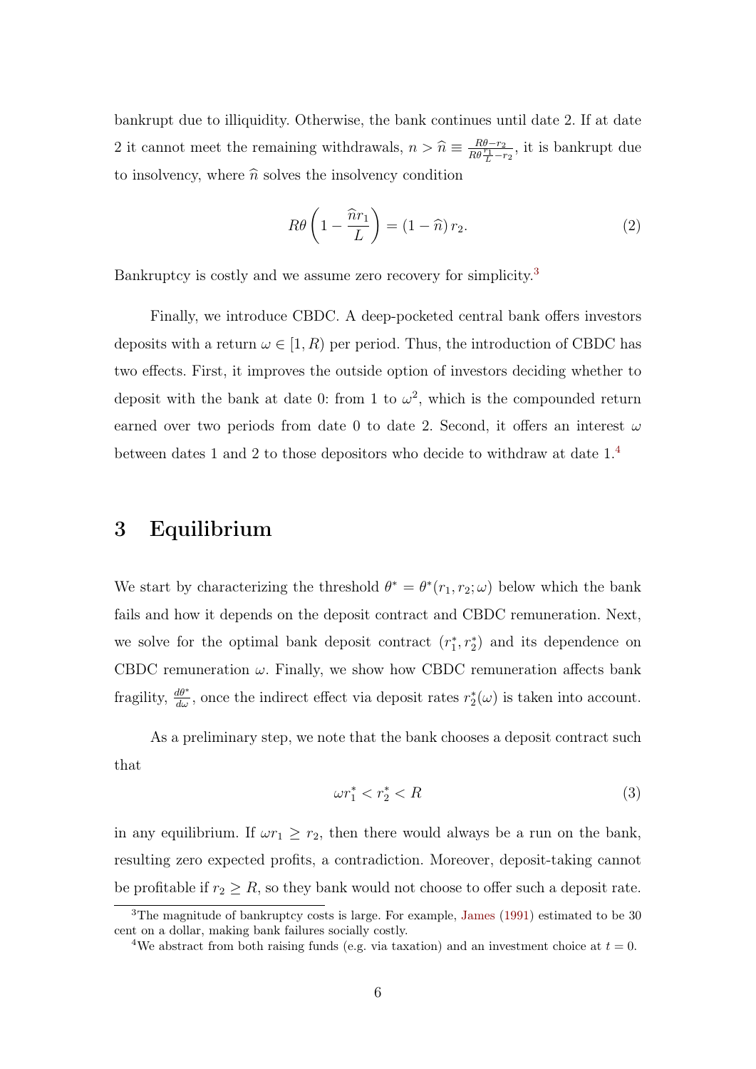bankrupt due to illiquidity. Otherwise, the bank continues until date 2. If at date 2 it cannot meet the remaining withdrawals, $n > \widehat{n} \equiv \frac{R\theta - r_2}{R\theta \frac{r_1}{L} - r_2}$, it is bankrupt due to insolvency, where $\widehat{n}$ solves the insolvency condition

$$R\theta \left(1 - \frac{\widehat{n} r_1}{L}\right) = (1 - \widehat{n})\, r_2. \tag{2}$$

Bankruptcy is costly and we assume zero recovery for simplicity.[3]

Finally, we introduce CBDC. A deep-pocketed central bank offers investors deposits with a return $\omega \in [1, R)$ per period. Thus, the introduction of CBDC has two effects. First, it improves the outside option of investors deciding whether to deposit with the bank at date 0: from 1 to $\omega^2$, which is the compounded return earned over two periods from date 0 to date 2. Second, it offers an interest $\omega$ between dates 1 and 2 to those depositors who decide to withdraw at date 1.[4]

# 3 Equilibrium

We start by characterizing the threshold $\theta^* = \theta^*(r_1, r_2; \omega)$ below which the bank fails and how it depends on the deposit contract and CBDC remuneration. Next, we solve for the optimal bank deposit contract $(r_1^*, r_2^*)$ and its dependence on CBDC remuneration $\omega$. Finally, we show how CBDC remuneration affects bank fragility, $\frac{d\theta^*}{d\omega}$, once the indirect effect via deposit rates $r_2^*(\omega)$ is taken into account.

As a preliminary step, we note that the bank chooses a deposit contract such that

$$\omega r_1^* < r_2^* < R \tag{3}$$

in any equilibrium. If $\omega r_1 \geq r_2$, then there would always be a run on the bank, resulting zero expected profits, a contradiction. Moreover, deposit-taking cannot be profitable if $r_2 \geq R$, so they bank would not choose to offer such a deposit rate.

[3] The magnitude of bankruptcy costs is large. For example, James (1991) estimated to be 30 cent on a dollar, making bank failures socially costly.

[4] We abstract from both raising funds (e.g. via taxation) and an investment choice at $t = 0$.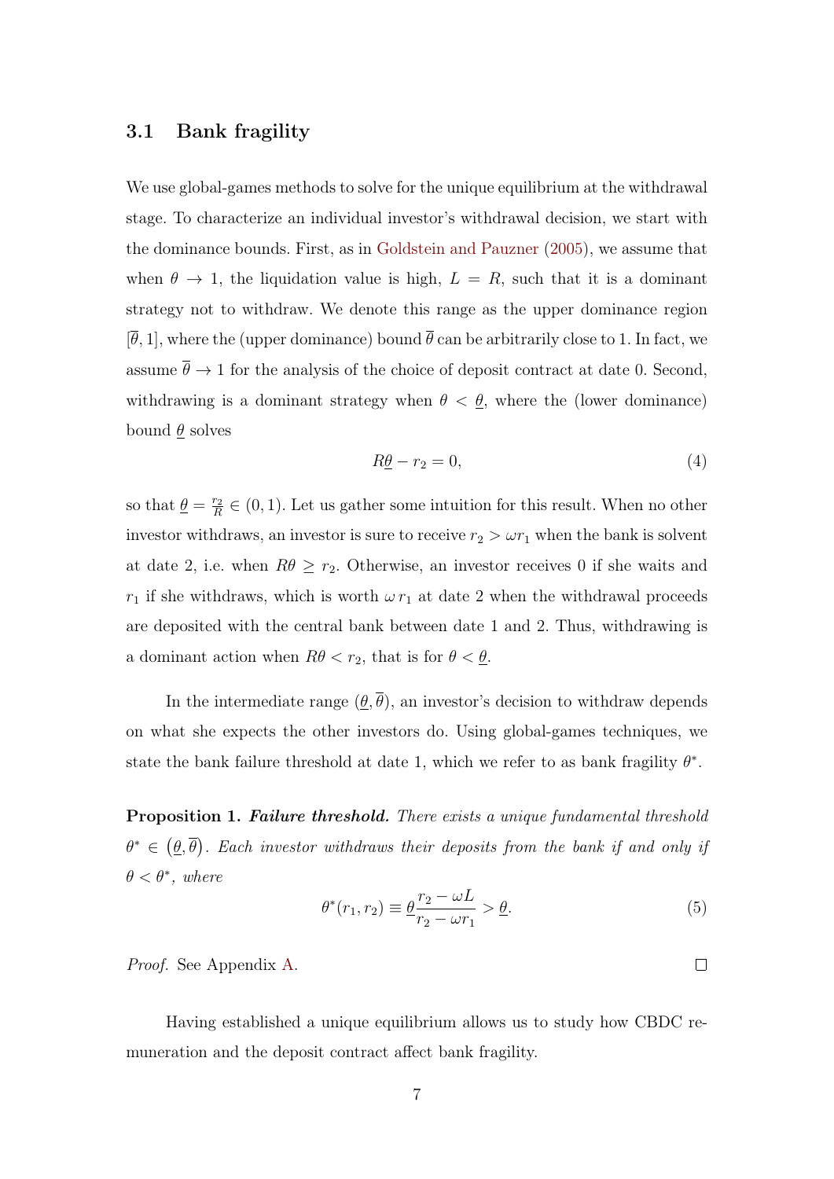### 3.1 Bank fragility

We use global-games methods to solve for the unique equilibrium at the withdrawal stage. To characterize an individual investor's withdrawal decision, we start with the dominance bounds. First, as in Goldstein and Pauzner (2005), we assume that when $\theta \to 1$, the liquidation value is high, $L = R$, such that it is a dominant strategy not to withdraw. We denote this range as the upper dominance region $[\overline{\theta}, 1]$, where the (upper dominance) bound $\overline{\theta}$ can be arbitrarily close to 1. In fact, we assume $\overline{\theta} \to 1$ for the analysis of the choice of deposit contract at date 0. Second, withdrawing is a dominant strategy when $\theta < \underline{\theta}$, where the (lower dominance) bound $\underline{\theta}$ solves

$$R\underline{\theta} - r_2 = 0, \tag{4}$$

so that $\underline{\theta} = \frac{r_2}{R} \in (0, 1)$. Let us gather some intuition for this result. When no other investor withdraws, an investor is sure to receive $r_2 > \omega r_1$ when the bank is solvent at date 2, i.e. when $R\theta \geq r_2$. Otherwise, an investor receives 0 if she waits and $r_1$ if she withdraws, which is worth $\omega\, r_1$ at date 2 when the withdrawal proceeds are deposited with the central bank between date 1 and 2. Thus, withdrawing is a dominant action when $R\theta < r_2$, that is for $\theta < \underline{\theta}$.

In the intermediate range $(\underline{\theta}, \overline{\theta})$, an investor's decision to withdraw depends on what she expects the other investors do. Using global-games techniques, we state the bank failure threshold at date 1, which we refer to as bank fragility $\theta^*$.

**Proposition 1.** ***Failure threshold.*** *There exists a unique fundamental threshold $\theta^* \in (\underline{\theta}, \overline{\theta})$. Each investor withdraws their deposits from the bank if and only if $\theta < \theta^*$, where*

$$\theta^*(r_1, r_2) \equiv \underline{\theta}\frac{r_2 - \omega L}{r_2 - \omega r_1} > \underline{\theta}. \tag{5}$$

*Proof.* See Appendix A. □

Having established a unique equilibrium allows us to study how CBDC remuneration and the deposit contract affect bank fragility.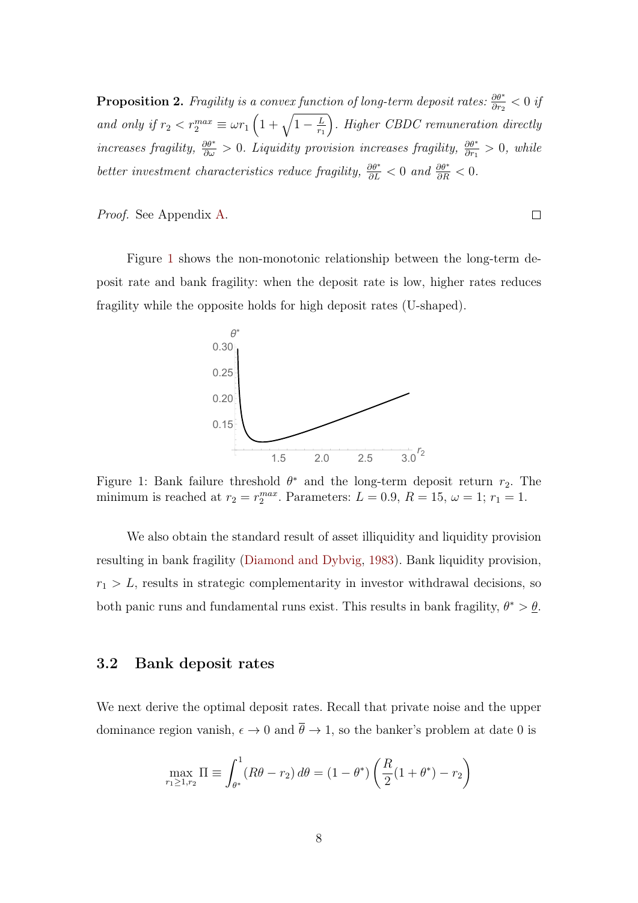**Proposition 2.** *Fragility is a convex function of long-term deposit rates: $\frac{\partial \theta^*}{\partial r_2} < 0$ if and only if $r_2 < r_2^{max} \equiv \omega r_1 \left(1 + \sqrt{1 - \frac{L}{r_1}}\right)$. Higher CBDC remuneration directly increases fragility, $\frac{\partial \theta^*}{\partial \omega} > 0$. Liquidity provision increases fragility, $\frac{\partial \theta^*}{\partial r_1} > 0$, while better investment characteristics reduce fragility, $\frac{\partial \theta^*}{\partial L} < 0$ and $\frac{\partial \theta^*}{\partial R} < 0$.*

*Proof.* See Appendix A. □

Figure 1 shows the non-monotonic relationship between the long-term deposit rate and bank fragility: when the deposit rate is low, higher rates reduces fragility while the opposite holds for high deposit rates (U-shaped).

Figure 1: Bank failure threshold $\theta^*$ and the long-term deposit return $r_2$. The minimum is reached at $r_2 = r_2^{max}$. Parameters: $L = 0.9$, $R = 15$, $\omega = 1$; $r_1 = 1$.

We also obtain the standard result of asset illiquidity and liquidity provision resulting in bank fragility (Diamond and Dybvig, 1983). Bank liquidity provision, $r_1 > L$, results in strategic complementarity in investor withdrawal decisions, so both panic runs and fundamental runs exist. This results in bank fragility, $\theta^* > \underline{\theta}$.

## 3.2 Bank deposit rates

We next derive the optimal deposit rates. Recall that private noise and the upper dominance region vanish, $\epsilon \to 0$ and $\overline{\theta} \to 1$, so the banker's problem at date 0 is

$$\max_{r_1 \geq 1, r_2} \Pi \equiv \int_{\theta^*}^{1} (R\theta - r_2) \, d\theta = (1 - \theta^*) \left( \frac{R}{2}(1 + \theta^*) - r_2 \right)$$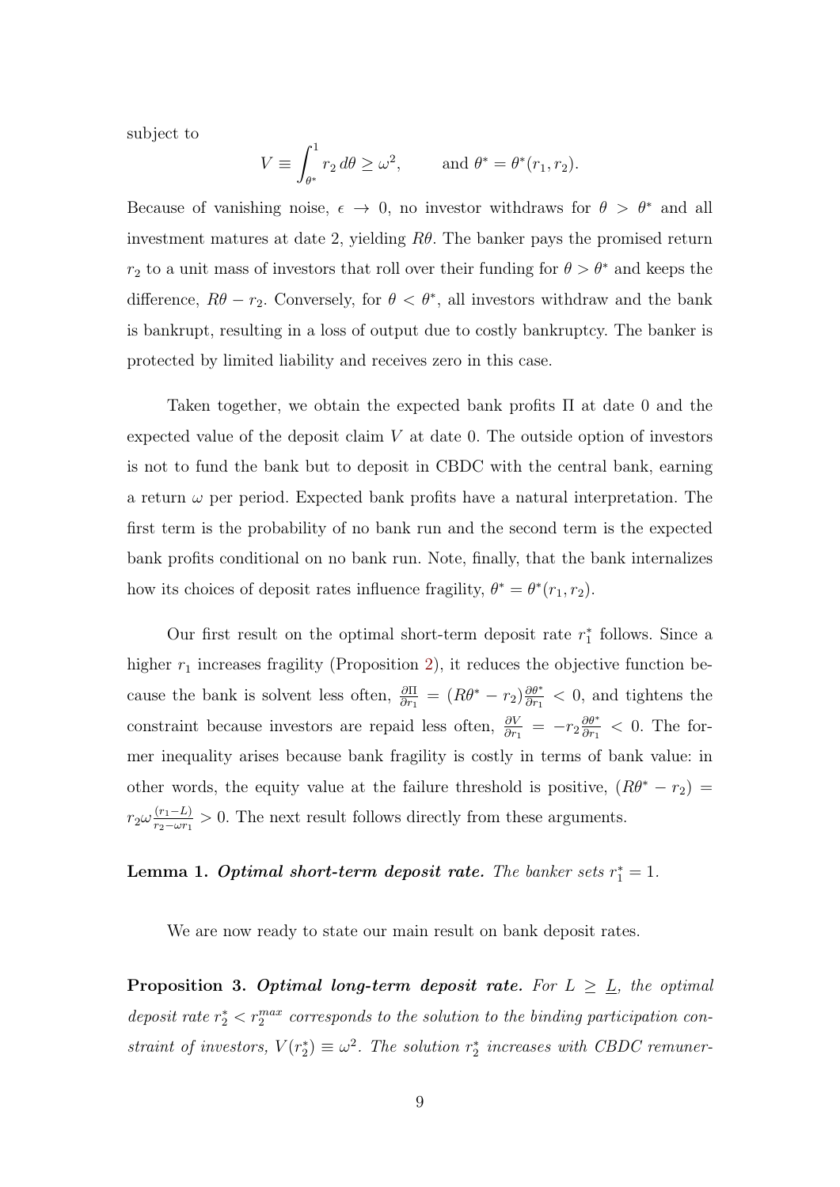subject to

$$V \equiv \int_{\theta^*}^{1} r_2 \, d\theta \geq \omega^2, \qquad \text{and } \theta^* = \theta^*(r_1, r_2).$$

Because of vanishing noise, $\epsilon \to 0$, no investor withdraws for $\theta > \theta^*$ and all investment matures at date 2, yielding $R\theta$. The banker pays the promised return $r_2$ to a unit mass of investors that roll over their funding for $\theta > \theta^*$ and keeps the difference, $R\theta - r_2$. Conversely, for $\theta < \theta^*$, all investors withdraw and the bank is bankrupt, resulting in a loss of output due to costly bankruptcy. The banker is protected by limited liability and receives zero in this case.

Taken together, we obtain the expected bank profits $\Pi$ at date 0 and the expected value of the deposit claim $V$ at date 0. The outside option of investors is not to fund the bank but to deposit in CBDC with the central bank, earning a return $\omega$ per period. Expected bank profits have a natural interpretation. The first term is the probability of no bank run and the second term is the expected bank profits conditional on no bank run. Note, finally, that the bank internalizes how its choices of deposit rates influence fragility, $\theta^* = \theta^*(r_1, r_2)$.

Our first result on the optimal short-term deposit rate $r_1^*$ follows. Since a higher $r_1$ increases fragility (Proposition 2), it reduces the objective function because the bank is solvent less often, $\frac{\partial \Pi}{\partial r_1} = (R\theta^* - r_2)\frac{\partial \theta^*}{\partial r_1} < 0$, and tightens the constraint because investors are repaid less often, $\frac{\partial V}{\partial r_1} = -r_2 \frac{\partial \theta^*}{\partial r_1} < 0$. The former inequality arises because bank fragility is costly in terms of bank value: in other words, the equity value at the failure threshold is positive, $(R\theta^* - r_2) = r_2 \omega \frac{(r_1 - L)}{r_2 - \omega r_1} > 0$. The next result follows directly from these arguments.

**Lemma 1.** ***Optimal short-term deposit rate.*** *The banker sets $r_1^* = 1$.*

We are now ready to state our main result on bank deposit rates.

**Proposition 3.** ***Optimal long-term deposit rate.*** *For $L \geq \underline{L}$, the optimal deposit rate $r_2^* < r_2^{max}$ corresponds to the solution to the binding participation constraint of investors, $V(r_2^*) \equiv \omega^2$. The solution $r_2^*$ increases with CBDC remuner-*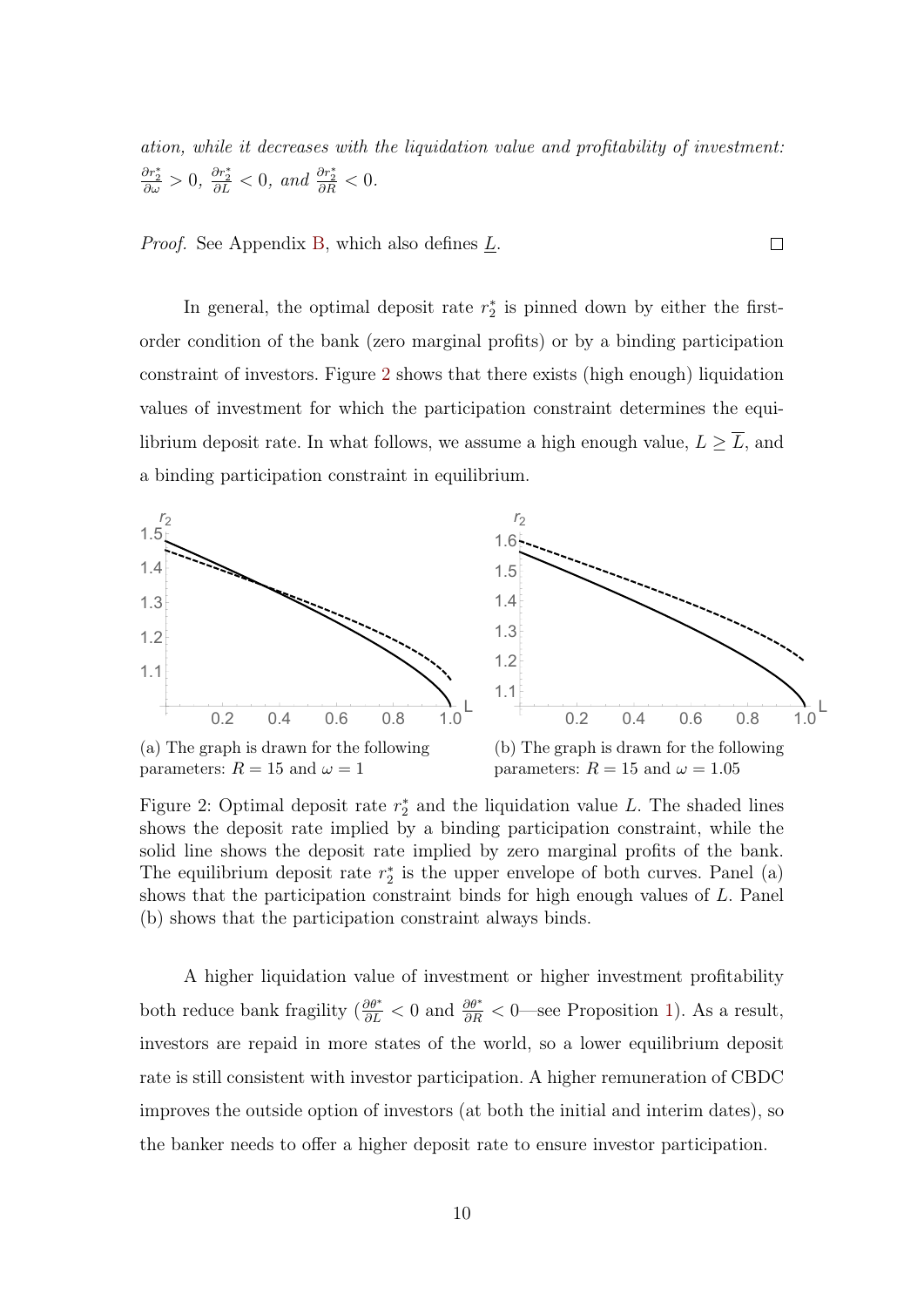*ation, while it decreases with the liquidation value and profitability of investment:* $\frac{\partial r_2^*}{\partial \omega} > 0$*,* $\frac{\partial r_2^*}{\partial L} < 0$*, and* $\frac{\partial r_2^*}{\partial R} < 0$*.*

*Proof.* See Appendix B, which also defines $\underline{L}$. □

In general, the optimal deposit rate $r_2^*$ is pinned down by either the first-order condition of the bank (zero marginal profits) or by a binding participation constraint of investors. Figure 2 shows that there exists (high enough) liquidation values of investment for which the participation constraint determines the equilibrium deposit rate. In what follows, we assume a high enough value, $L \geq \overline{L}$, and a binding participation constraint in equilibrium.

(a) The graph is drawn for the following parameters: $R = 15$ and $\omega = 1$

(b) The graph is drawn for the following parameters: $R = 15$ and $\omega = 1.05$

Figure 2: Optimal deposit rate $r_2^*$ and the liquidation value $L$. The shaded lines shows the deposit rate implied by a binding participation constraint, while the solid line shows the deposit rate implied by zero marginal profits of the bank. The equilibrium deposit rate $r_2^*$ is the upper envelope of both curves. Panel (a) shows that the participation constraint binds for high enough values of $L$. Panel (b) shows that the participation constraint always binds.

A higher liquidation value of investment or higher investment profitability both reduce bank fragility ($\frac{\partial \theta^*}{\partial L} < 0$ and $\frac{\partial \theta^*}{\partial R} < 0$—see Proposition 1). As a result, investors are repaid in more states of the world, so a lower equilibrium deposit rate is still consistent with investor participation. A higher remuneration of CBDC improves the outside option of investors (at both the initial and interim dates), so the banker needs to offer a higher deposit rate to ensure investor participation.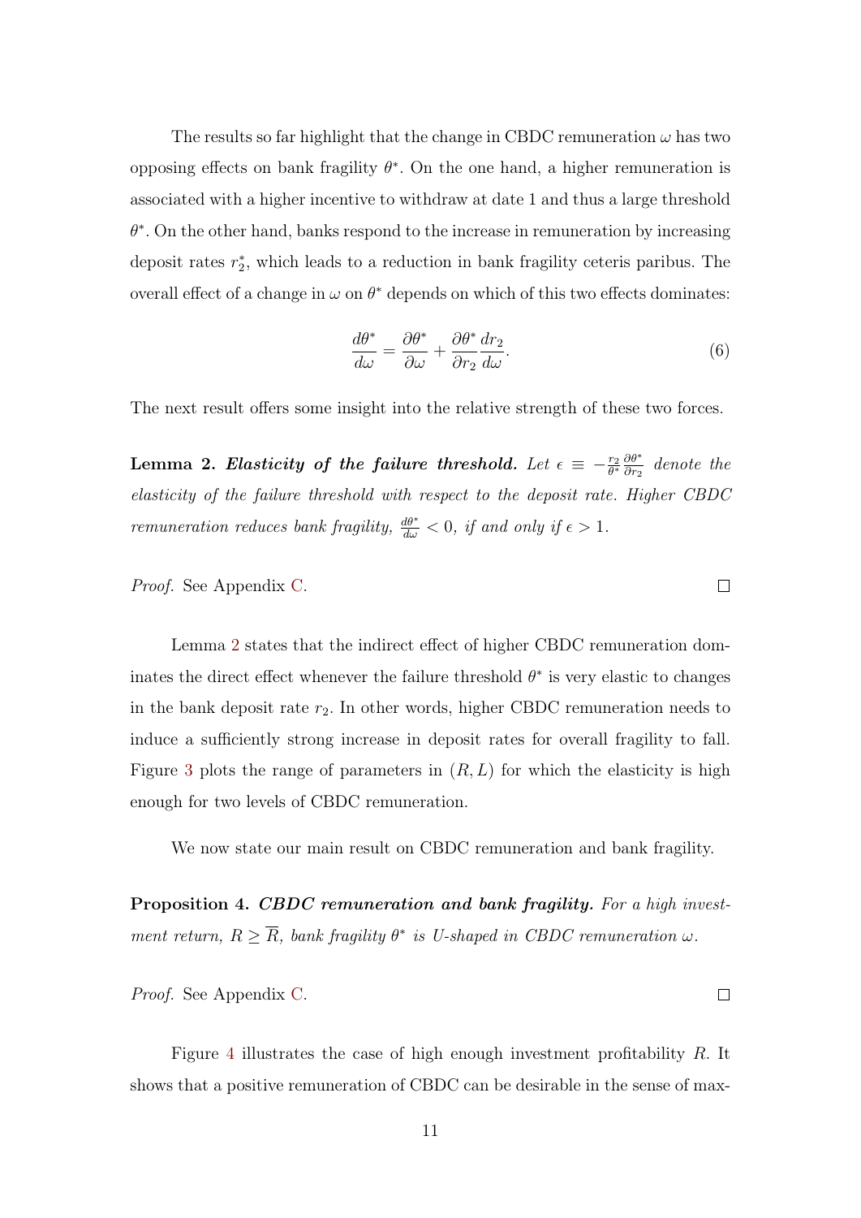The results so far highlight that the change in CBDC remuneration $\omega$ has two opposing effects on bank fragility $\theta^*$. On the one hand, a higher remuneration is associated with a higher incentive to withdraw at date 1 and thus a large threshold $\theta^*$. On the other hand, banks respond to the increase in remuneration by increasing deposit rates $r_2^*$, which leads to a reduction in bank fragility ceteris paribus. The overall effect of a change in $\omega$ on $\theta^*$ depends on which of this two effects dominates:

$$\frac{d\theta^*}{d\omega} = \frac{\partial\theta^*}{\partial\omega} + \frac{\partial\theta^*}{\partial r_2}\frac{dr_2}{d\omega}. \tag{6}$$

The next result offers some insight into the relative strength of these two forces.

**Lemma 2.** ***Elasticity of the failure threshold.*** *Let $\epsilon \equiv -\frac{r_2}{\theta^*}\frac{\partial\theta^*}{\partial r_2}$ denote the elasticity of the failure threshold with respect to the deposit rate. Higher CBDC remuneration reduces bank fragility, $\frac{d\theta^*}{d\omega} < 0$, if and only if $\epsilon > 1$.*

*Proof.* See Appendix C. ☐

Lemma 2 states that the indirect effect of higher CBDC remuneration dominates the direct effect whenever the failure threshold $\theta^*$ is very elastic to changes in the bank deposit rate $r_2$. In other words, higher CBDC remuneration needs to induce a sufficiently strong increase in deposit rates for overall fragility to fall. Figure 3 plots the range of parameters in $(R, L)$ for which the elasticity is high enough for two levels of CBDC remuneration.

We now state our main result on CBDC remuneration and bank fragility.

**Proposition 4.** ***CBDC remuneration and bank fragility.*** *For a high investment return, $R \geq \overline{R}$, bank fragility $\theta^*$ is U-shaped in CBDC remuneration $\omega$.*

*Proof.* See Appendix C. ☐

Figure 4 illustrates the case of high enough investment profitability $R$. It shows that a positive remuneration of CBDC can be desirable in the sense of max-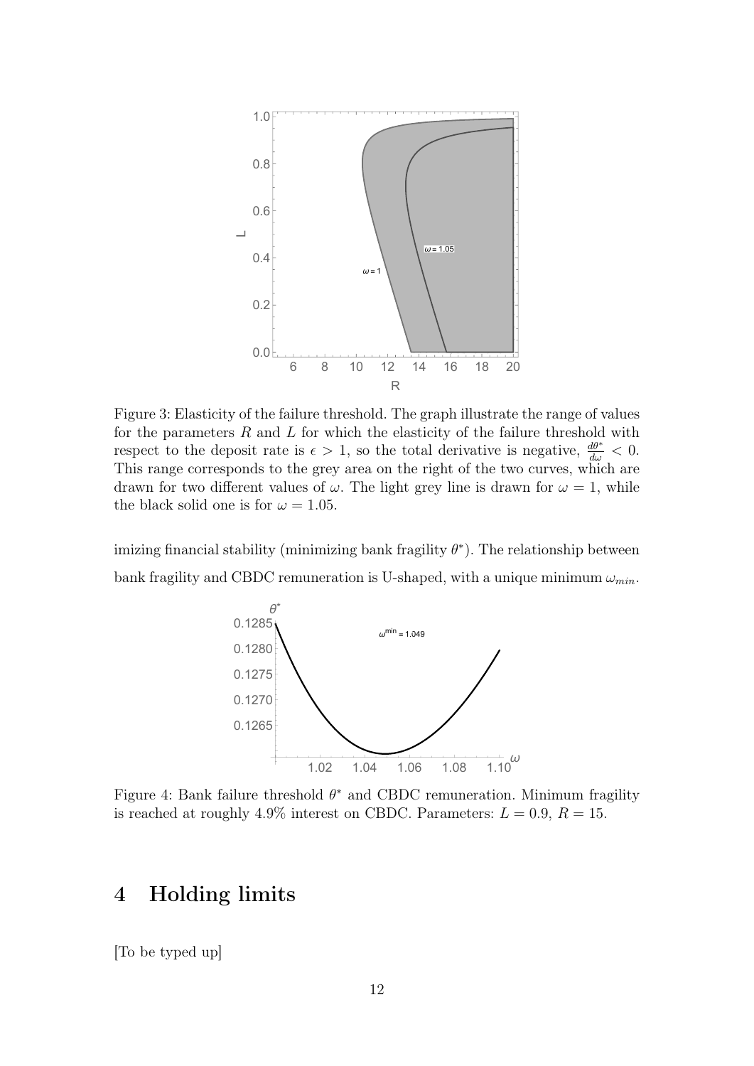Figure 3: Elasticity of the failure threshold. The graph illustrate the range of values for the parameters $R$ and $L$ for which the elasticity of the failure threshold with respect to the deposit rate is $\epsilon > 1$, so the total derivative is negative, $\frac{d\theta^*}{d\omega} < 0$. This range corresponds to the grey area on the right of the two curves, which are drawn for two different values of $\omega$. The light grey line is drawn for $\omega = 1$, while the black solid one is for $\omega = 1.05$.

imizing financial stability (minimizing bank fragility $\theta^*$). The relationship between bank fragility and CBDC remuneration is U-shaped, with a unique minimum $\omega_{min}$.

Figure 4: Bank failure threshold $\theta^*$ and CBDC remuneration. Minimum fragility is reached at roughly 4.9% interest on CBDC. Parameters: $L = 0.9$, $R = 15$.

# 4 Holding limits

[To be typed up]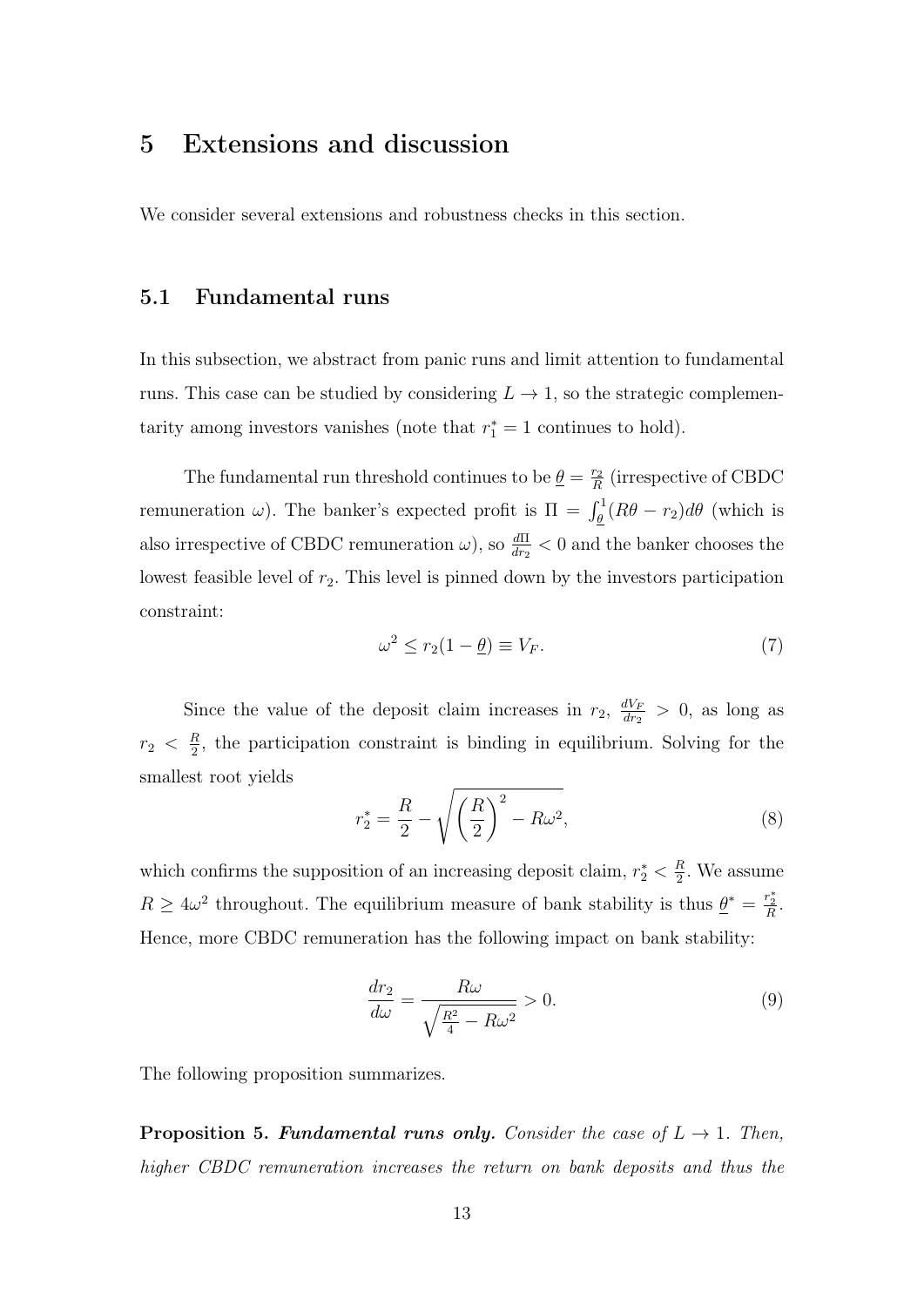# 5 Extensions and discussion

We consider several extensions and robustness checks in this section.

## 5.1 Fundamental runs

In this subsection, we abstract from panic runs and limit attention to fundamental runs. This case can be studied by considering $L \to 1$, so the strategic complementarity among investors vanishes (note that $r_1^* = 1$ continues to hold).

The fundamental run threshold continues to be $\underline{\theta} = \frac{r_2}{R}$ (irrespective of CBDC remuneration $\omega$). The banker's expected profit is $\Pi = \int_{\underline{\theta}}^{1} (R\theta - r_2) d\theta$ (which is also irrespective of CBDC remuneration $\omega$), so $\frac{d\Pi}{dr_2} < 0$ and the banker chooses the lowest feasible level of $r_2$. This level is pinned down by the investors participation constraint:

$$\omega^2 \leq r_2(1 - \underline{\theta}) \equiv V_F. \tag{7}$$

Since the value of the deposit claim increases in $r_2$, $\frac{dV_F}{dr_2} > 0$, as long as $r_2 < \frac{R}{2}$, the participation constraint is binding in equilibrium. Solving for the smallest root yields

$$r_2^* = \frac{R}{2} - \sqrt{\left(\frac{R}{2}\right)^2 - R\omega^2}, \tag{8}$$

which confirms the supposition of an increasing deposit claim, $r_2^* < \frac{R}{2}$. We assume $R \geq 4\omega^2$ throughout. The equilibrium measure of bank stability is thus $\underline{\theta}^* = \frac{r_2^*}{R}$. Hence, more CBDC remuneration has the following impact on bank stability:

$$\frac{dr_2}{d\omega} = \frac{R\omega}{\sqrt{\frac{R^2}{4} - R\omega^2}} > 0. \tag{9}$$

The following proposition summarizes.

**Proposition 5.** ***Fundamental runs only.*** *Consider the case of $L \to 1$. Then, higher CBDC remuneration increases the return on bank deposits and thus the*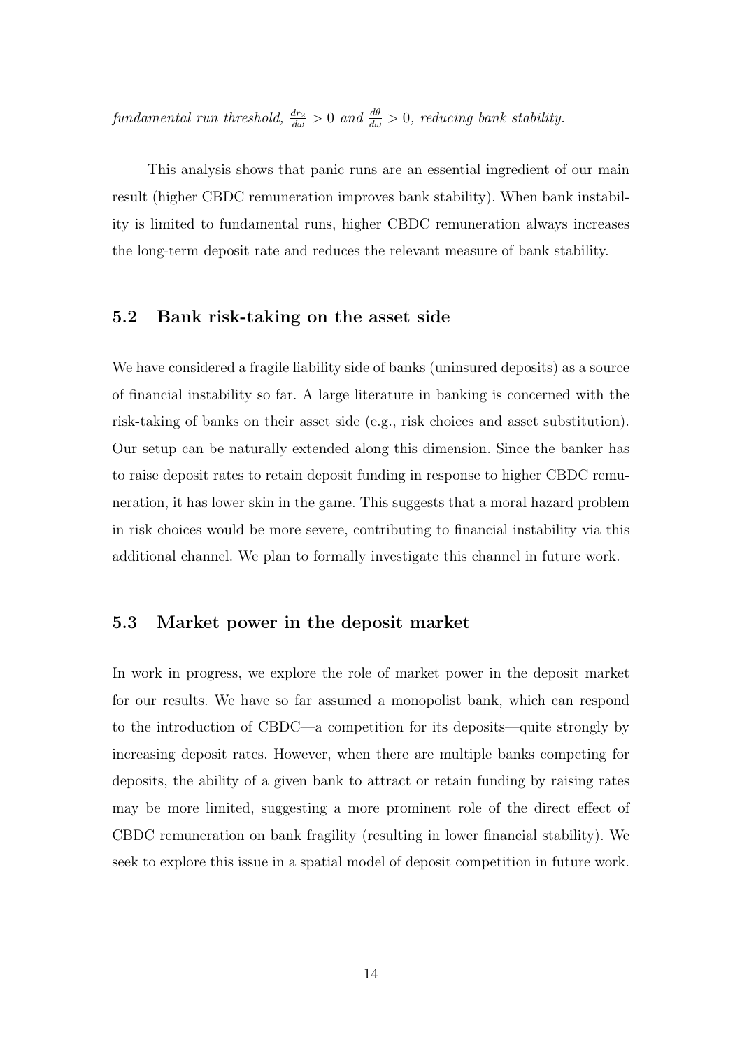*fundamental run threshold,* $\frac{dr_2}{d\omega} > 0$ *and* $\frac{d\theta}{d\omega} > 0$*, reducing bank stability.*

This analysis shows that panic runs are an essential ingredient of our main result (higher CBDC remuneration improves bank stability). When bank instability is limited to fundamental runs, higher CBDC remuneration always increases the long-term deposit rate and reduces the relevant measure of bank stability.

## 5.2 Bank risk-taking on the asset side

We have considered a fragile liability side of banks (uninsured deposits) as a source of financial instability so far. A large literature in banking is concerned with the risk-taking of banks on their asset side (e.g., risk choices and asset substitution). Our setup can be naturally extended along this dimension. Since the banker has to raise deposit rates to retain deposit funding in response to higher CBDC remuneration, it has lower skin in the game. This suggests that a moral hazard problem in risk choices would be more severe, contributing to financial instability via this additional channel. We plan to formally investigate this channel in future work.

## 5.3 Market power in the deposit market

In work in progress, we explore the role of market power in the deposit market for our results. We have so far assumed a monopolist bank, which can respond to the introduction of CBDC—a competition for its deposits—quite strongly by increasing deposit rates. However, when there are multiple banks competing for deposits, the ability of a given bank to attract or retain funding by raising rates may be more limited, suggesting a more prominent role of the direct effect of CBDC remuneration on bank fragility (resulting in lower financial stability). We seek to explore this issue in a spatial model of deposit competition in future work.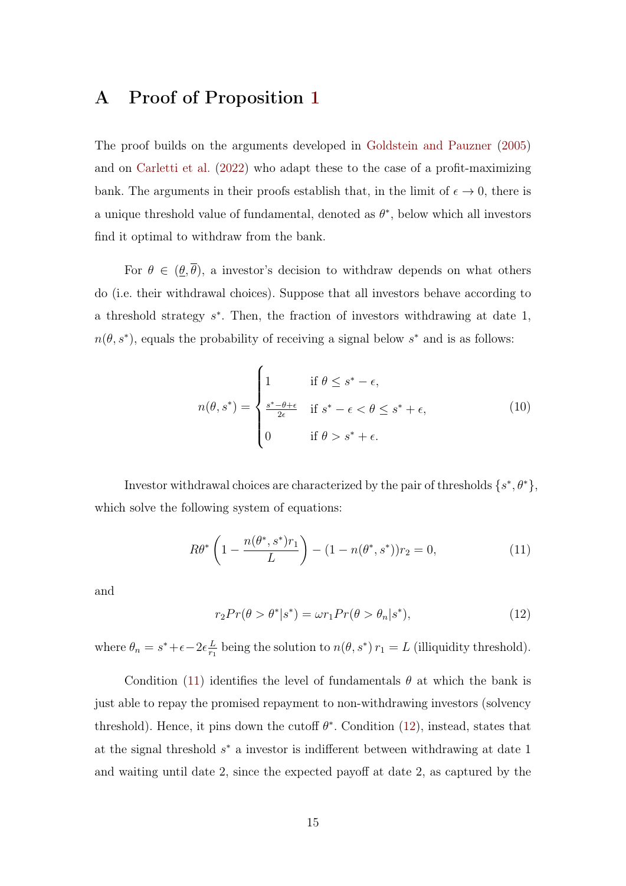# A Proof of Proposition 1

The proof builds on the arguments developed in Goldstein and Pauzner (2005) and on Carletti et al. (2022) who adapt these to the case of a profit-maximizing bank. The arguments in their proofs establish that, in the limit of $\epsilon \to 0$, there is a unique threshold value of fundamental, denoted as $\theta^*$, below which all investors find it optimal to withdraw from the bank.

For $\theta \in (\underline{\theta}, \overline{\theta})$, a investor's decision to withdraw depends on what others do (i.e. their withdrawal choices). Suppose that all investors behave according to a threshold strategy $s^*$. Then, the fraction of investors withdrawing at date 1, $n(\theta, s^*)$, equals the probability of receiving a signal below $s^*$ and is as follows:

$$n(\theta, s^*) = \begin{cases} 1 & \text{if } \theta \leq s^* - \epsilon, \\ \frac{s^* - \theta + \epsilon}{2\epsilon} & \text{if } s^* - \epsilon < \theta \leq s^* + \epsilon, \\ 0 & \text{if } \theta > s^* + \epsilon. \end{cases} \tag{10}$$

Investor withdrawal choices are characterized by the pair of thresholds $\{s^*, \theta^*\}$, which solve the following system of equations:

$$R\theta^* \left(1 - \frac{n(\theta^*, s^*) r_1}{L}\right) - (1 - n(\theta^*, s^*)) r_2 = 0, \tag{11}$$

and

$$r_2 Pr(\theta > \theta^* | s^*) = \omega r_1 Pr(\theta > \theta_n | s^*), \tag{12}$$

where $\theta_n = s^* + \epsilon - 2\epsilon \frac{L}{r_1}$ being the solution to $n(\theta, s^*)\, r_1 = L$ (illiquidity threshold).

Condition (11) identifies the level of fundamentals $\theta$ at which the bank is just able to repay the promised repayment to non-withdrawing investors (solvency threshold). Hence, it pins down the cutoff $\theta^*$. Condition (12), instead, states that at the signal threshold $s^*$ a investor is indifferent between withdrawing at date 1 and waiting until date 2, since the expected payoff at date 2, as captured by the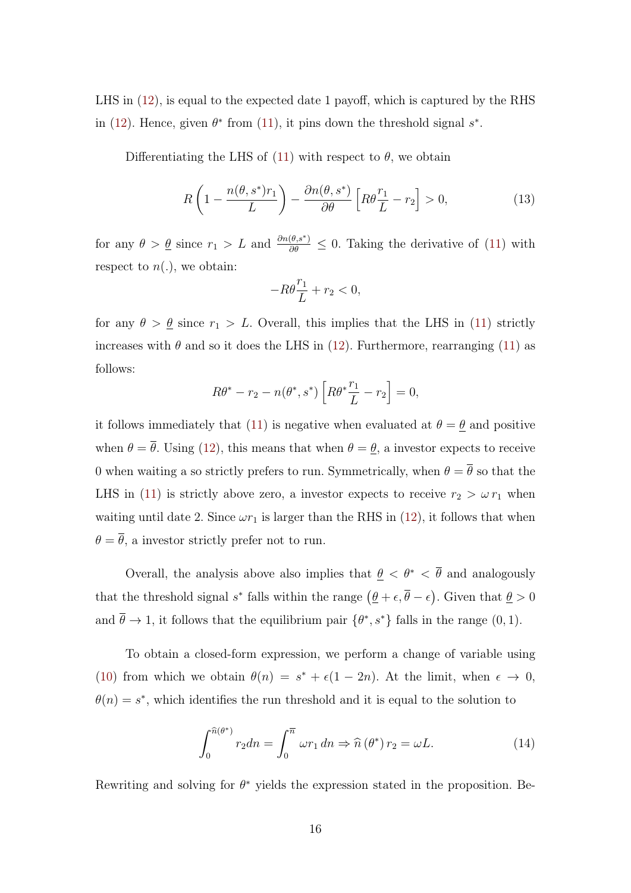LHS in (12), is equal to the expected date 1 payoff, which is captured by the RHS in (12). Hence, given $\theta^*$ from (11), it pins down the threshold signal $s^*$.

Differentiating the LHS of (11) with respect to $\theta$, we obtain

$$R\left(1 - \frac{n(\theta, s^*) r_1}{L}\right) - \frac{\partial n(\theta, s^*)}{\partial \theta}\left[R\theta \frac{r_1}{L} - r_2\right] > 0, \tag{13}$$

for any $\theta > \underline{\theta}$ since $r_1 > L$ and $\frac{\partial n(\theta, s^*)}{\partial \theta} \leq 0$. Taking the derivative of (11) with respect to $n(.)$, we obtain:

$$-R\theta \frac{r_1}{L} + r_2 < 0,$$

for any $\theta > \underline{\theta}$ since $r_1 > L$. Overall, this implies that the LHS in (11) strictly increases with $\theta$ and so it does the LHS in (12). Furthermore, rearranging (11) as follows:

$$R\theta^* - r_2 - n(\theta^*, s^*)\left[R\theta^* \frac{r_1}{L} - r_2\right] = 0,$$

it follows immediately that (11) is negative when evaluated at $\theta = \underline{\theta}$ and positive when $\theta = \overline{\theta}$. Using (12), this means that when $\theta = \underline{\theta}$, a investor expects to receive 0 when waiting a so strictly prefers to run. Symmetrically, when $\theta = \overline{\theta}$ so that the LHS in (11) is strictly above zero, a investor expects to receive $r_2 > \omega\, r_1$ when waiting until date 2. Since $\omega r_1$ is larger than the RHS in (12), it follows that when $\theta = \overline{\theta}$, a investor strictly prefer not to run.

Overall, the analysis above also implies that $\underline{\theta} < \theta^* < \overline{\theta}$ and analogously that the threshold signal $s^*$ falls within the range $\left(\underline{\theta} + \epsilon, \overline{\theta} - \epsilon\right)$. Given that $\underline{\theta} > 0$ and $\overline{\theta} \to 1$, it follows that the equilibrium pair $\{\theta^*, s^*\}$ falls in the range $(0, 1)$.

To obtain a closed-form expression, we perform a change of variable using (10) from which we obtain $\theta(n) = s^* + \epsilon(1 - 2n)$. At the limit, when $\epsilon \to 0$, $\theta(n) = s^*$, which identifies the run threshold and it is equal to the solution to

$$\int_0^{\widehat{n}(\theta^*)} r_2 dn = \int_0^{\overline{n}} \omega r_1 \, dn \Rightarrow \widehat{n}\left(\theta^*\right) r_2 = \omega L. \tag{14}$$

Rewriting and solving for $\theta^*$ yields the expression stated in the proposition. Be-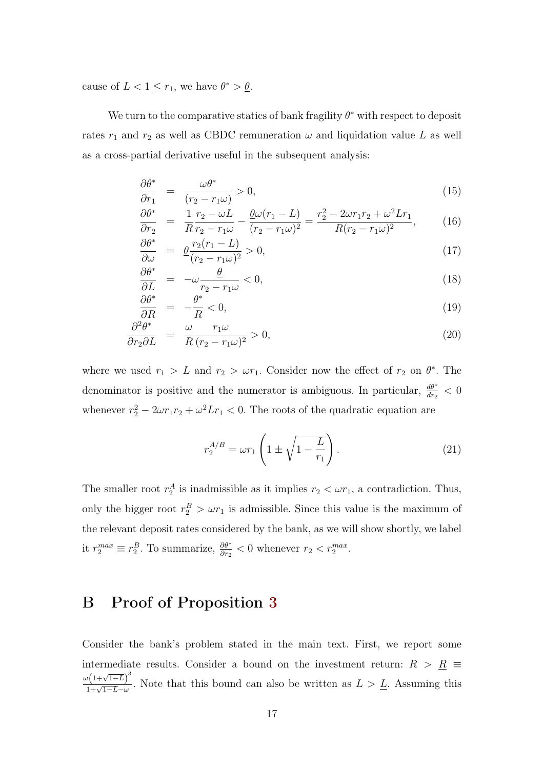cause of $L < 1 \leq r_1$, we have $\theta^* > \underline{\theta}$.

We turn to the comparative statics of bank fragility $\theta^*$ with respect to deposit rates $r_1$ and $r_2$ as well as CBDC remuneration $\omega$ and liquidation value $L$ as well as a cross-partial derivative useful in the subsequent analysis:

$$
\begin{aligned}
\frac{\partial \theta^*}{\partial r_1} &= \frac{\omega \theta^*}{(r_2 - r_1\omega)} > 0, && (15)\\
\frac{\partial \theta^*}{\partial r_2} &= \frac{1}{R}\frac{r_2 - \omega L}{r_2 - r_1\omega} - \frac{\underline{\theta}\omega(r_1 - L)}{(r_2 - r_1\omega)^2} = \frac{r_2^2 - 2\omega r_1 r_2 + \omega^2 L r_1}{R(r_2 - r_1\omega)^2}, && (16)\\
\frac{\partial \theta^*}{\partial \omega} &= \underline{\theta}\frac{r_2(r_1 - L)}{(r_2 - r_1\omega)^2} > 0, && (17)\\
\frac{\partial \theta^*}{\partial L} &= -\omega \frac{\underline{\theta}}{r_2 - r_1\omega} < 0, && (18)\\
\frac{\partial \theta^*}{\partial R} &= -\frac{\theta^*}{R} < 0, && (19)\\
\frac{\partial^2 \theta^*}{\partial r_2 \partial L} &= \frac{\omega}{R}\frac{r_1\omega}{(r_2 - r_1\omega)^2} > 0, && (20)
\end{aligned}
$$

where we used $r_1 > L$ and $r_2 > \omega r_1$. Consider now the effect of $r_2$ on $\theta^*$. The denominator is positive and the numerator is ambiguous. In particular, $\frac{d\theta^*}{dr_2} < 0$ whenever $r_2^2 - 2\omega r_1 r_2 + \omega^2 L r_1 < 0$. The roots of the quadratic equation are

$$
r_2^{A/B} = \omega r_1 \left(1 \pm \sqrt{1 - \frac{L}{r_1}}\right). \tag{21}
$$

The smaller root $r_2^A$ is inadmissible as it implies $r_2 < \omega r_1$, a contradiction. Thus, only the bigger root $r_2^B > \omega r_1$ is admissible. Since this value is the maximum of the relevant deposit rates considered by the bank, as we will show shortly, we label it $r_2^{max} \equiv r_2^B$. To summarize, $\frac{\partial \theta^*}{\partial r_2} < 0$ whenever $r_2 < r_2^{max}$.

# B Proof of Proposition 3

Consider the bank's problem stated in the main text. First, we report some intermediate results. Consider a bound on the investment return: $R > \underline{R} \equiv \frac{\omega\left(1+\sqrt{1-L}\right)^3}{1+\sqrt{1-L}-\omega}$. Note that this bound can also be written as $L > \underline{L}$. Assuming this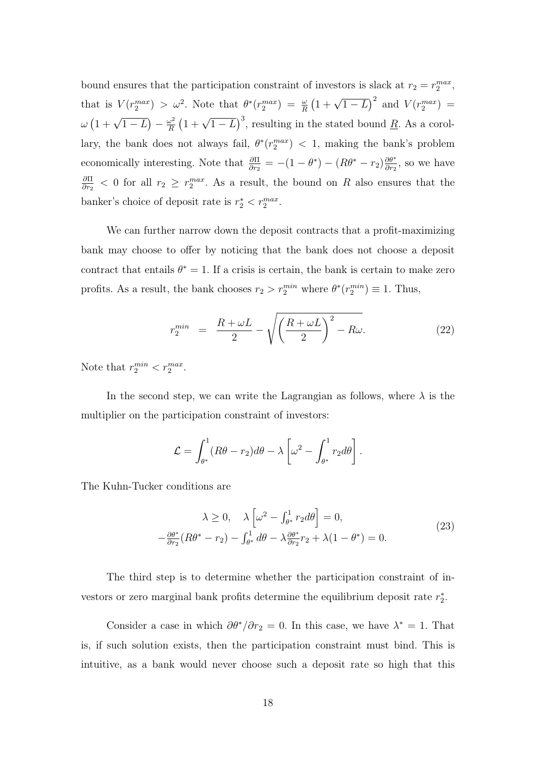bound ensures that the participation constraint of investors is slack at $r_2 = r_2^{max}$, that is $V(r_2^{max}) > \omega^2$. Note that $\theta^*(r_2^{max}) = \frac{\omega}{R}\left(1+\sqrt{1-L}\right)^2$ and $V(r_2^{max}) = \omega\left(1+\sqrt{1-L}\right) - \frac{\omega^2}{R}\left(1+\sqrt{1-L}\right)^3$, resulting in the stated bound $\underline{R}$. As a corollary, the bank does not always fail, $\theta^*(r_2^{max}) < 1$, making the bank's problem economically interesting. Note that $\frac{\partial \Pi}{\partial r_2} = -(1-\theta^*) - (R\theta^* - r_2)\frac{\partial \theta^*}{\partial r_2}$, so we have $\frac{\partial \Pi}{\partial r_2} < 0$ for all $r_2 \geq r_2^{max}$. As a result, the bound on $R$ also ensures that the banker's choice of deposit rate is $r_2^* < r_2^{max}$.

We can further narrow down the deposit contracts that a profit-maximizing bank may choose to offer by noticing that the bank does not choose a deposit contract that entails $\theta^* = 1$. If a crisis is certain, the bank is certain to make zero profits. As a result, the bank chooses $r_2 > r_2^{min}$ where $\theta^*(r_2^{min}) \equiv 1$. Thus,

$$r_2^{min} \;\;=\;\; \frac{R+\omega L}{2} - \sqrt{\left(\frac{R+\omega L}{2}\right)^2 - R\omega}. \tag{22}$$

Note that $r_2^{min} < r_2^{max}$.

In the second step, we can write the Lagrangian as follows, where $\lambda$ is the multiplier on the participation constraint of investors:

$$\mathcal{L} = \int_{\theta^*}^{1} (R\theta - r_2)d\theta - \lambda\left[\omega^2 - \int_{\theta^*}^{1} r_2 d\theta\right].$$

The Kuhn-Tucker conditions are

$$\begin{gathered} \lambda \geq 0, \quad \lambda\left[\omega^2 - \int_{\theta^*}^{1} r_2 d\theta\right] = 0, \\ -\frac{\partial \theta^*}{\partial r_2}(R\theta^* - r_2) - \int_{\theta^*}^{1} d\theta - \lambda\frac{\partial \theta^*}{\partial r_2} r_2 + \lambda(1-\theta^*) = 0. \end{gathered} \tag{23}$$

The third step is to determine whether the participation constraint of investors or zero marginal bank profits determine the equilibrium deposit rate $r_2^*$.

Consider a case in which $\partial\theta^*/\partial r_2 = 0$. In this case, we have $\lambda^* = 1$. That is, if such solution exists, then the participation constraint must bind. This is intuitive, as a bank would never choose such a deposit rate so high that this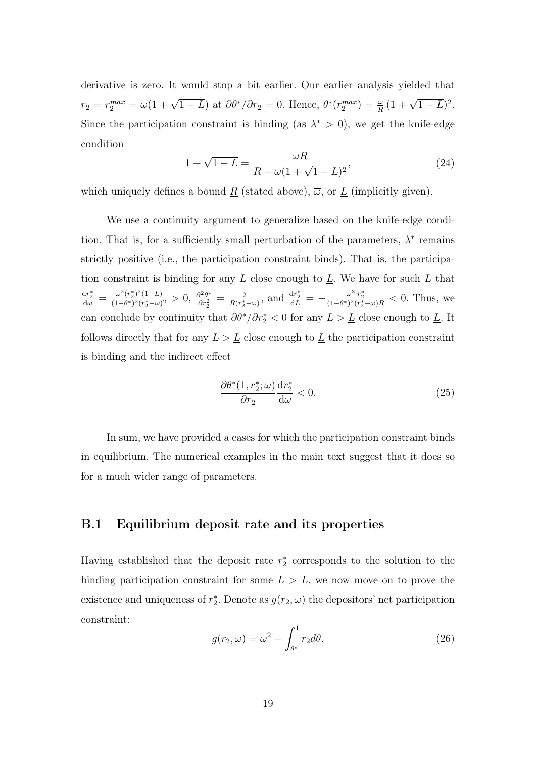derivative is zero. It would stop a bit earlier. Our earlier analysis yielded that $r_2 = r_2^{max} = \omega(1+\sqrt{1-L})$ at $\partial\theta^*/\partial r_2 = 0$. Hence, $\theta^*(r_2^{max}) = \frac{\omega}{R}(1+\sqrt{1-L})^2$. Since the participation constraint is binding (as $\lambda^* > 0$), we get the knife-edge condition

$$1+\sqrt{1-L} = \frac{\omega R}{R-\omega(1+\sqrt{1-L})^2}, \tag{24}$$

which uniquely defines a bound $\underline{R}$ (stated above), $\overline{\omega}$, or $\underline{L}$ (implicitly given).

We use a continuity argument to generalize based on the knife-edge condition. That is, for a sufficiently small perturbation of the parameters, $\lambda^*$ remains strictly positive (i.e., the participation constraint binds). That is, the participation constraint is binding for any $L$ close enough to $\underline{L}$. We have for such $L$ that $\frac{\mathrm{d}r_2^*}{\mathrm{d}\omega} = \frac{\omega^2(r_2^*)^2(1-L)}{(1-\theta^*)^2(r_2^*-\omega)^2} > 0$, $\frac{\partial^2\theta^*}{\partial r_2^2} = \frac{2}{R(r_2^*-\omega)}$, and $\frac{\mathrm{d}r_2^*}{\mathrm{d}L} = -\frac{\omega^3 \cdot r_2^*}{(1-\theta^*)^2(r_2^*-\omega)R} < 0$. Thus, we can conclude by continuity that $\partial\theta^*/\partial r_2^* < 0$ for any $L > \underline{L}$ close enough to $\underline{L}$. It follows directly that for any $L > \underline{L}$ close enough to $\underline{L}$ the participation constraint is binding and the indirect effect

$$\frac{\partial\theta^*(1, r_2^*; \omega)}{\partial r_2}\frac{\mathrm{d}r_2^*}{\mathrm{d}\omega} < 0. \tag{25}$$

In sum, we have provided a cases for which the participation constraint binds in equilibrium. The numerical examples in the main text suggest that it does so for a much wider range of parameters.

## B.1 Equilibrium deposit rate and its properties

Having established that the deposit rate $r_2^*$ corresponds to the solution to the binding participation constraint for some $L > \underline{L}$, we now move on to prove the existence and uniqueness of $r_2^*$. Denote as $g(r_2, \omega)$ the depositors' net participation constraint:

$$g(r_2, \omega) = \omega^2 - \int_{\theta^*}^{1} r_2 d\theta. \tag{26}$$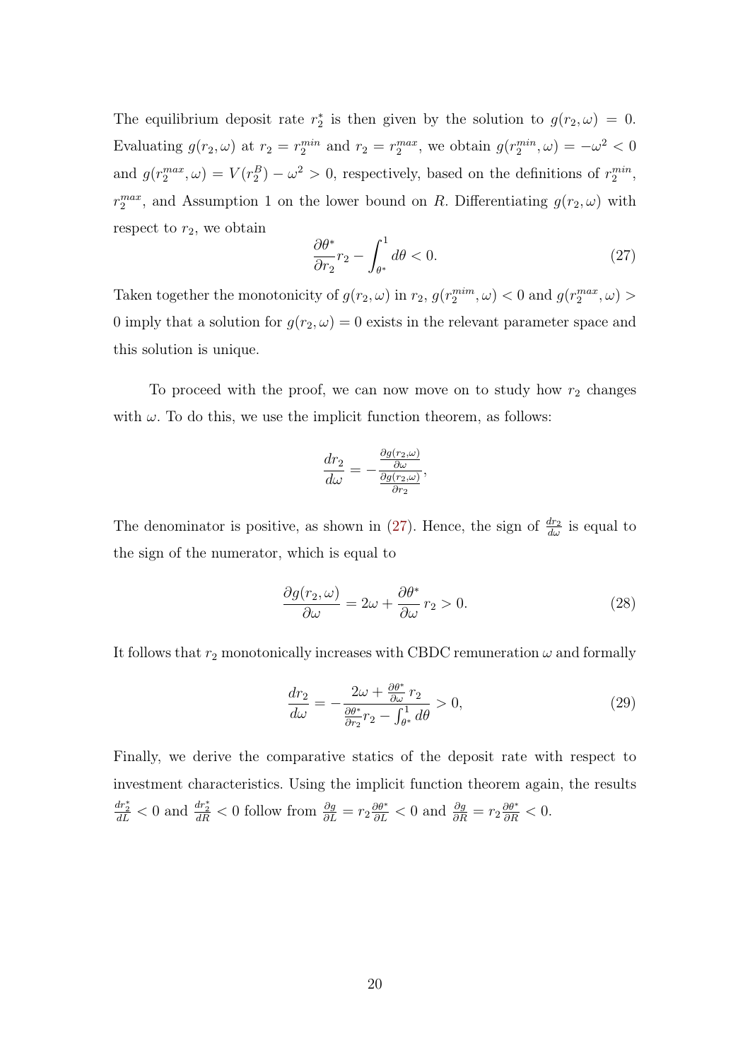The equilibrium deposit rate $r_2^*$ is then given by the solution to $g(r_2, \omega) = 0$. Evaluating $g(r_2, \omega)$ at $r_2 = r_2^{min}$ and $r_2 = r_2^{max}$, we obtain $g(r_2^{min}, \omega) = -\omega^2 < 0$ and $g(r_2^{max}, \omega) = V(r_2^B) - \omega^2 > 0$, respectively, based on the definitions of $r_2^{min}$, $r_2^{max}$, and Assumption 1 on the lower bound on $R$. Differentiating $g(r_2, \omega)$ with respect to $r_2$, we obtain

$$\frac{\partial \theta^*}{\partial r_2} r_2 - \int_{\theta^*}^{1} d\theta < 0. \tag{27}$$

Taken together the monotonicity of $g(r_2, \omega)$ in $r_2$, $g(r_2^{mim}, \omega) < 0$ and $g(r_2^{max}, \omega) > 0$ imply that a solution for $g(r_2, \omega) = 0$ exists in the relevant parameter space and this solution is unique.

To proceed with the proof, we can now move on to study how $r_2$ changes with $\omega$. To do this, we use the implicit function theorem, as follows:

$$\frac{dr_2}{d\omega} = -\frac{\frac{\partial g(r_2,\omega)}{\partial \omega}}{\frac{\partial g(r_2,\omega)}{\partial r_2}},$$

The denominator is positive, as shown in (27). Hence, the sign of $\frac{dr_2}{d\omega}$ is equal to the sign of the numerator, which is equal to

$$\frac{\partial g(r_2, \omega)}{\partial \omega} = 2\omega + \frac{\partial \theta^*}{\partial \omega} r_2 > 0. \tag{28}$$

It follows that $r_2$ monotonically increases with CBDC remuneration $\omega$ and formally

$$\frac{dr_2}{d\omega} = -\frac{2\omega + \frac{\partial \theta^*}{\partial \omega} r_2}{\frac{\partial \theta^*}{\partial r_2} r_2 - \int_{\theta^*}^{1} d\theta} > 0, \tag{29}$$

Finally, we derive the comparative statics of the deposit rate with respect to investment characteristics. Using the implicit function theorem again, the results $\frac{dr_2^*}{dL} < 0$ and $\frac{dr_2^*}{dR} < 0$ follow from $\frac{\partial g}{\partial L} = r_2 \frac{\partial \theta^*}{\partial L} < 0$ and $\frac{\partial g}{\partial R} = r_2 \frac{\partial \theta^*}{\partial R} < 0$.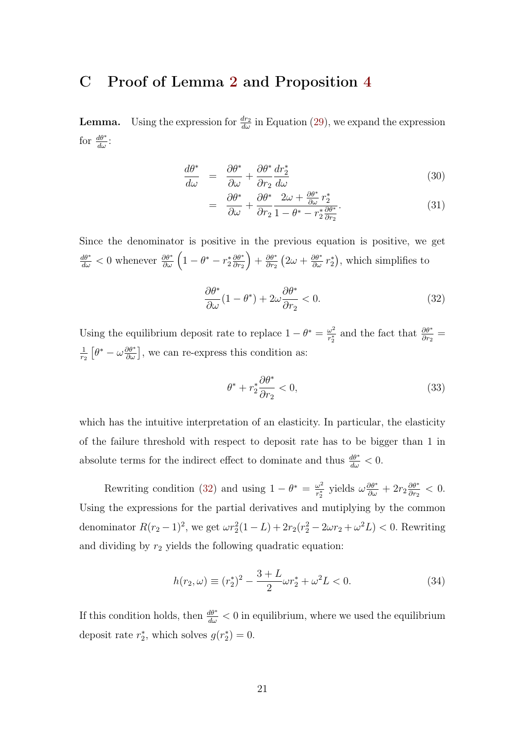# C Proof of Lemma 2 and Proposition 4

**Lemma.** Using the expression for $\frac{dr_2}{d\omega}$ in Equation (29), we expand the expression for $\frac{d\theta^*}{d\omega}$:

$$\frac{d\theta^*}{d\omega} = \frac{\partial\theta^*}{\partial\omega} + \frac{\partial\theta^*}{\partial r_2}\frac{dr_2^*}{d\omega} \tag{30}$$

$$= \frac{\partial\theta^*}{\partial\omega} + \frac{\partial\theta^*}{\partial r_2}\frac{2\omega + \frac{\partial\theta^*}{\partial\omega}r_2^*}{1-\theta^* - r_2^*\frac{\partial\theta^*}{\partial r_2}}. \tag{31}$$

Since the denominator is positive in the previous equation is positive, we get $\frac{d\theta^*}{d\omega} < 0$ whenever $\frac{\partial\theta^*}{\partial\omega}\left(1-\theta^* - r_2^*\frac{\partial\theta^*}{\partial r_2}\right) + \frac{\partial\theta^*}{\partial r_2}\left(2\omega + \frac{\partial\theta^*}{\partial\omega}r_2^*\right)$, which simplifies to

$$\frac{\partial\theta^*}{\partial\omega}(1-\theta^*) + 2\omega\frac{\partial\theta^*}{\partial r_2} < 0. \tag{32}$$

Using the equilibrium deposit rate to replace $1-\theta^* = \frac{\omega^2}{r_2^*}$ and the fact that $\frac{\partial\theta^*}{\partial r_2} = \frac{1}{r_2}\left[\theta^* - \omega\frac{\partial\theta^*}{\partial\omega}\right]$, we can re-express this condition as:

$$\theta^* + r_2^*\frac{\partial\theta^*}{\partial r_2} < 0, \tag{33}$$

which has the intuitive interpretation of an elasticity. In particular, the elasticity of the failure threshold with respect to deposit rate has to be bigger than 1 in absolute terms for the indirect effect to dominate and thus $\frac{d\theta^*}{d\omega} < 0$.

Rewriting condition (32) and using $1-\theta^* = \frac{\omega^2}{r_2^*}$ yields $\omega\frac{\partial\theta^*}{\partial\omega} + 2r_2\frac{\partial\theta^*}{\partial r_2} < 0$. Using the expressions for the partial derivatives and mutiplying by the common denominator $R(r_2-1)^2$, we get $\omega r_2^2(1-L) + 2r_2(r_2^2 - 2\omega r_2 + \omega^2 L) < 0$. Rewriting and dividing by $r_2$ yields the following quadratic equation:

$$h(r_2,\omega) \equiv (r_2^*)^2 - \frac{3+L}{2}\omega r_2^* + \omega^2 L < 0. \tag{34}$$

If this condition holds, then $\frac{d\theta^*}{d\omega} < 0$ in equilibrium, where we used the equilibrium deposit rate $r_2^*$, which solves $g(r_2^*) = 0$.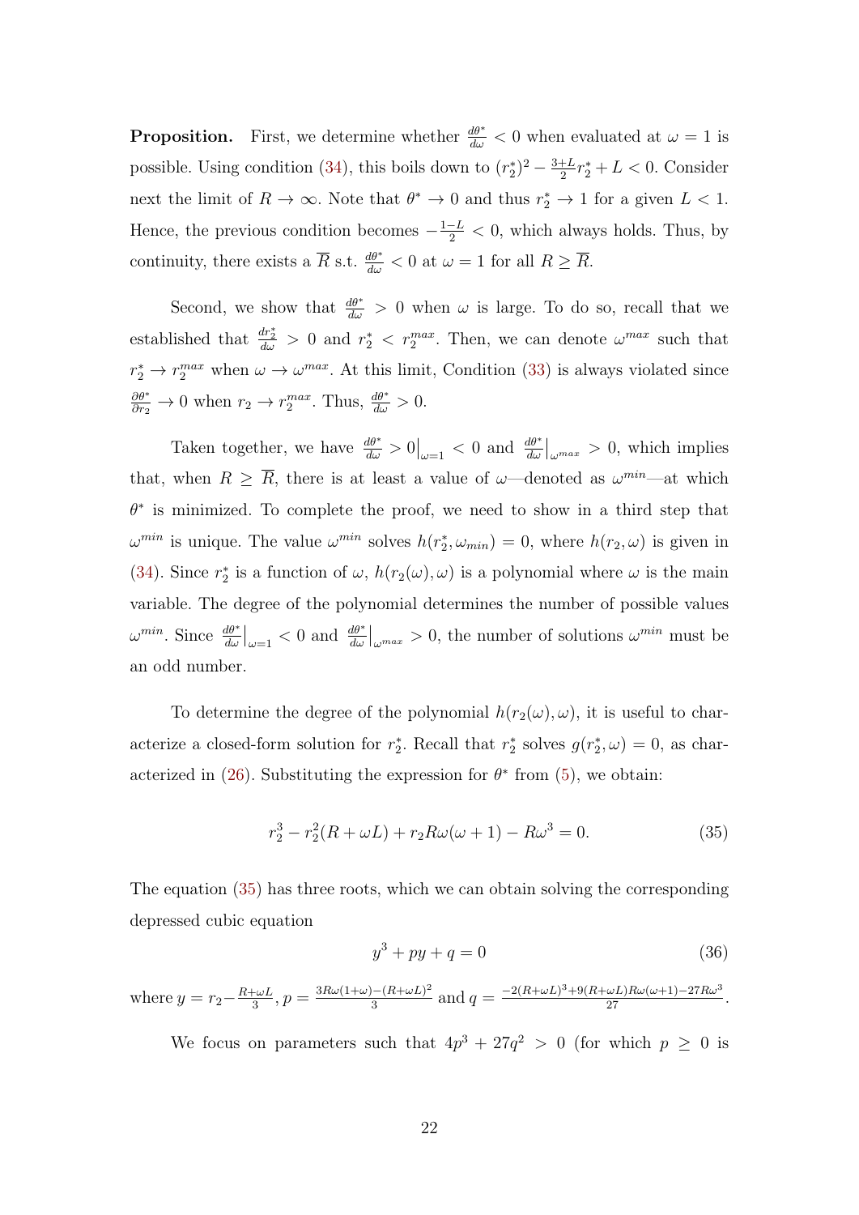**Proposition.** First, we determine whether $\frac{d\theta^*}{d\omega} < 0$ when evaluated at $\omega = 1$ is possible. Using condition (34), this boils down to $(r_2^*)^2 - \frac{3+L}{2} r_2^* + L < 0$. Consider next the limit of $R \to \infty$. Note that $\theta^* \to 0$ and thus $r_2^* \to 1$ for a given $L < 1$. Hence, the previous condition becomes $-\frac{1-L}{2} < 0$, which always holds. Thus, by continuity, there exists a $\overline{R}$ s.t. $\frac{d\theta^*}{d\omega} < 0$ at $\omega = 1$ for all $R \geq \overline{R}$.

Second, we show that $\frac{d\theta^*}{d\omega} > 0$ when $\omega$ is large. To do so, recall that we established that $\frac{dr_2^*}{d\omega} > 0$ and $r_2^* < r_2^{max}$. Then, we can denote $\omega^{max}$ such that $r_2^* \to r_2^{max}$ when $\omega \to \omega^{max}$. At this limit, Condition (33) is always violated since $\frac{\partial \theta^*}{\partial r_2} \to 0$ when $r_2 \to r_2^{max}$. Thus, $\frac{d\theta^*}{d\omega} > 0$.

Taken together, we have $\frac{d\theta^*}{d\omega} > 0\big|_{\omega=1} < 0$ and $\frac{d\theta^*}{d\omega}\big|_{\omega^{max}} > 0$, which implies that, when $R \geq \overline{R}$, there is at least a value of $\omega$—denoted as $\omega^{min}$—at which $\theta^*$ is minimized. To complete the proof, we need to show in a third step that $\omega^{min}$ is unique. The value $\omega^{min}$ solves $h(r_2^*, \omega_{min}) = 0$, where $h(r_2, \omega)$ is given in (34). Since $r_2^*$ is a function of $\omega$, $h(r_2(\omega), \omega)$ is a polynomial where $\omega$ is the main variable. The degree of the polynomial determines the number of possible values $\omega^{min}$. Since $\frac{d\theta^*}{d\omega}\big|_{\omega=1} < 0$ and $\frac{d\theta^*}{d\omega}\big|_{\omega^{max}} > 0$, the number of solutions $\omega^{min}$ must be an odd number.

To determine the degree of the polynomial $h(r_2(\omega), \omega)$, it is useful to characterize a closed-form solution for $r_2^*$. Recall that $r_2^*$ solves $g(r_2^*, \omega) = 0$, as characterized in (26). Substituting the expression for $\theta^*$ from (5), we obtain:

$$r_2^3 - r_2^2(R + \omega L) + r_2 R\omega(\omega + 1) - R\omega^3 = 0. \tag{35}$$

The equation (35) has three roots, which we can obtain solving the corresponding depressed cubic equation

$$y^3 + py + q = 0 \tag{36}$$

where $y = r_2 - \frac{R+\omega L}{3}$, $p = \frac{3R\omega(1+\omega) - (R+\omega L)^2}{3}$ and $q = \frac{-2(R+\omega L)^3 + 9(R+\omega L)R\omega(\omega+1) - 27R\omega^3}{27}$.

We focus on parameters such that $4p^3 + 27q^2 > 0$ (for which $p \geq 0$ is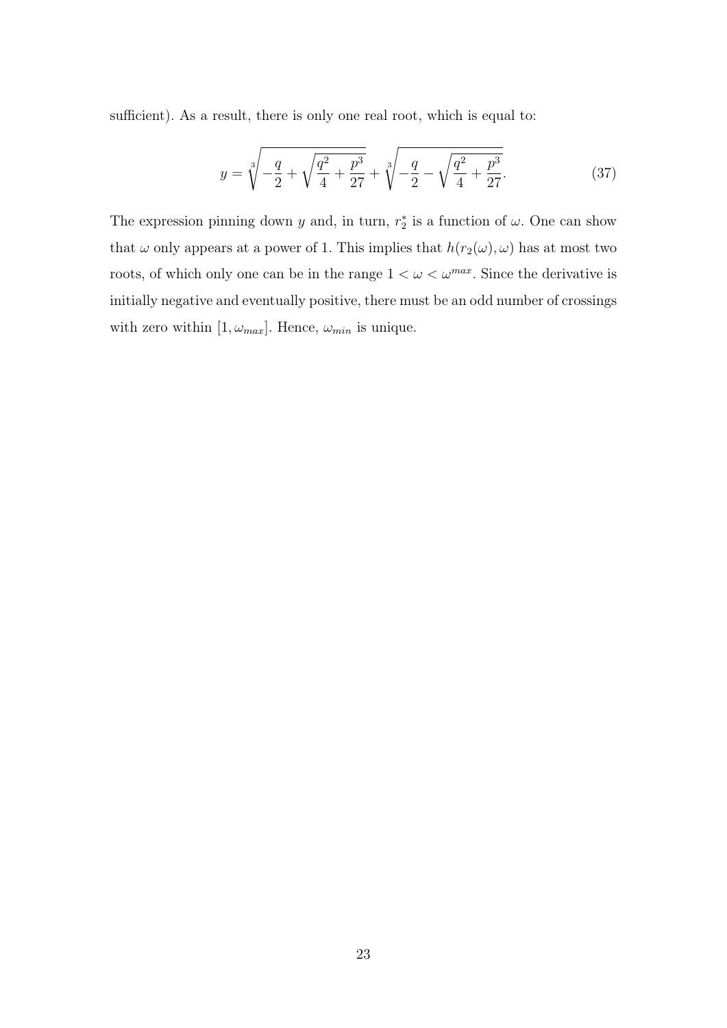sufficient). As a result, there is only one real root, which is equal to:

$$y = \sqrt[3]{-\frac{q}{2} + \sqrt{\frac{q^2}{4} + \frac{p^3}{27}}} + \sqrt[3]{-\frac{q}{2} - \sqrt{\frac{q^2}{4} + \frac{p^3}{27}}}. \tag{37}$$

The expression pinning down $y$ and, in turn, $r_2^*$ is a function of $\omega$. One can show that $\omega$ only appears at a power of 1. This implies that $h(r_2(\omega), \omega)$ has at most two roots, of which only one can be in the range $1 < \omega < \omega^{max}$. Since the derivative is initially negative and eventually positive, there must be an odd number of crossings with zero within $[1, \omega_{max}]$. Hence, $\omega_{min}$ is unique.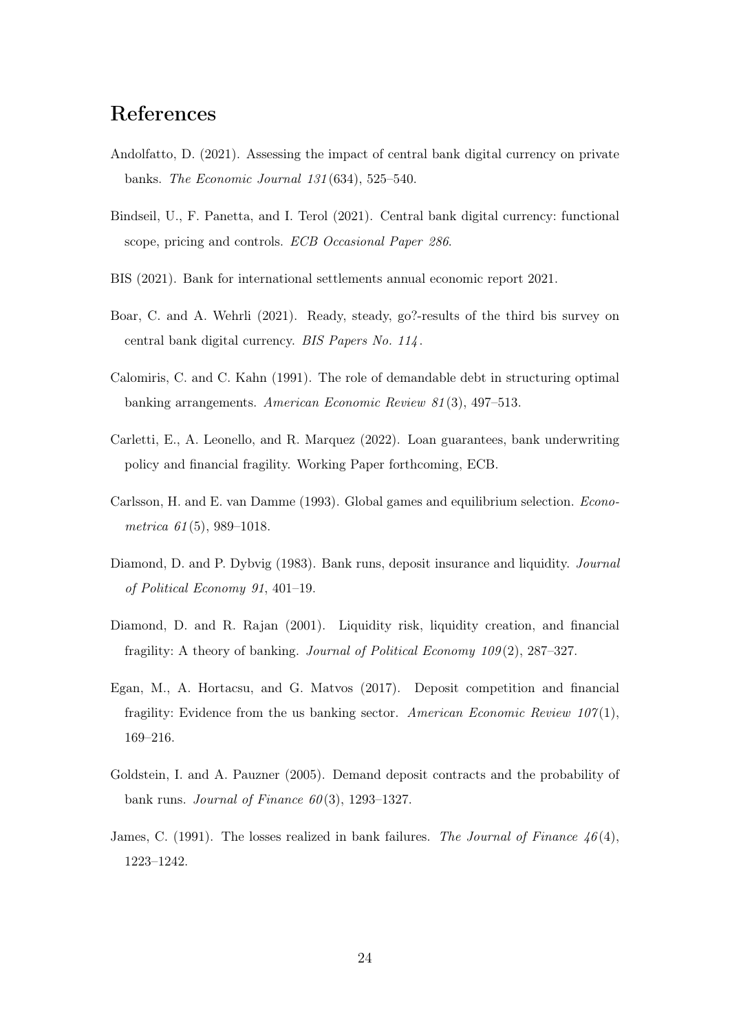## References

Andolfatto, D. (2021). Assessing the impact of central bank digital currency on private banks. *The Economic Journal 131*(634), 525–540.

Bindseil, U., F. Panetta, and I. Terol (2021). Central bank digital currency: functional scope, pricing and controls. *ECB Occasional Paper 286*.

BIS (2021). Bank for international settlements annual economic report 2021.

Boar, C. and A. Wehrli (2021). Ready, steady, go?-results of the third bis survey on central bank digital currency. *BIS Papers No. 114*.

Calomiris, C. and C. Kahn (1991). The role of demandable debt in structuring optimal banking arrangements. *American Economic Review 81*(3), 497–513.

Carletti, E., A. Leonello, and R. Marquez (2022). Loan guarantees, bank underwriting policy and financial fragility. Working Paper forthcoming, ECB.

Carlsson, H. and E. van Damme (1993). Global games and equilibrium selection. *Econometrica 61*(5), 989–1018.

Diamond, D. and P. Dybvig (1983). Bank runs, deposit insurance and liquidity. *Journal of Political Economy 91*, 401–19.

Diamond, D. and R. Rajan (2001). Liquidity risk, liquidity creation, and financial fragility: A theory of banking. *Journal of Political Economy 109*(2), 287–327.

Egan, M., A. Hortacsu, and G. Matvos (2017). Deposit competition and financial fragility: Evidence from the us banking sector. *American Economic Review 107*(1), 169–216.

Goldstein, I. and A. Pauzner (2005). Demand deposit contracts and the probability of bank runs. *Journal of Finance 60*(3), 1293–1327.

James, C. (1991). The losses realized in bank failures. *The Journal of Finance 46*(4), 1223–1242.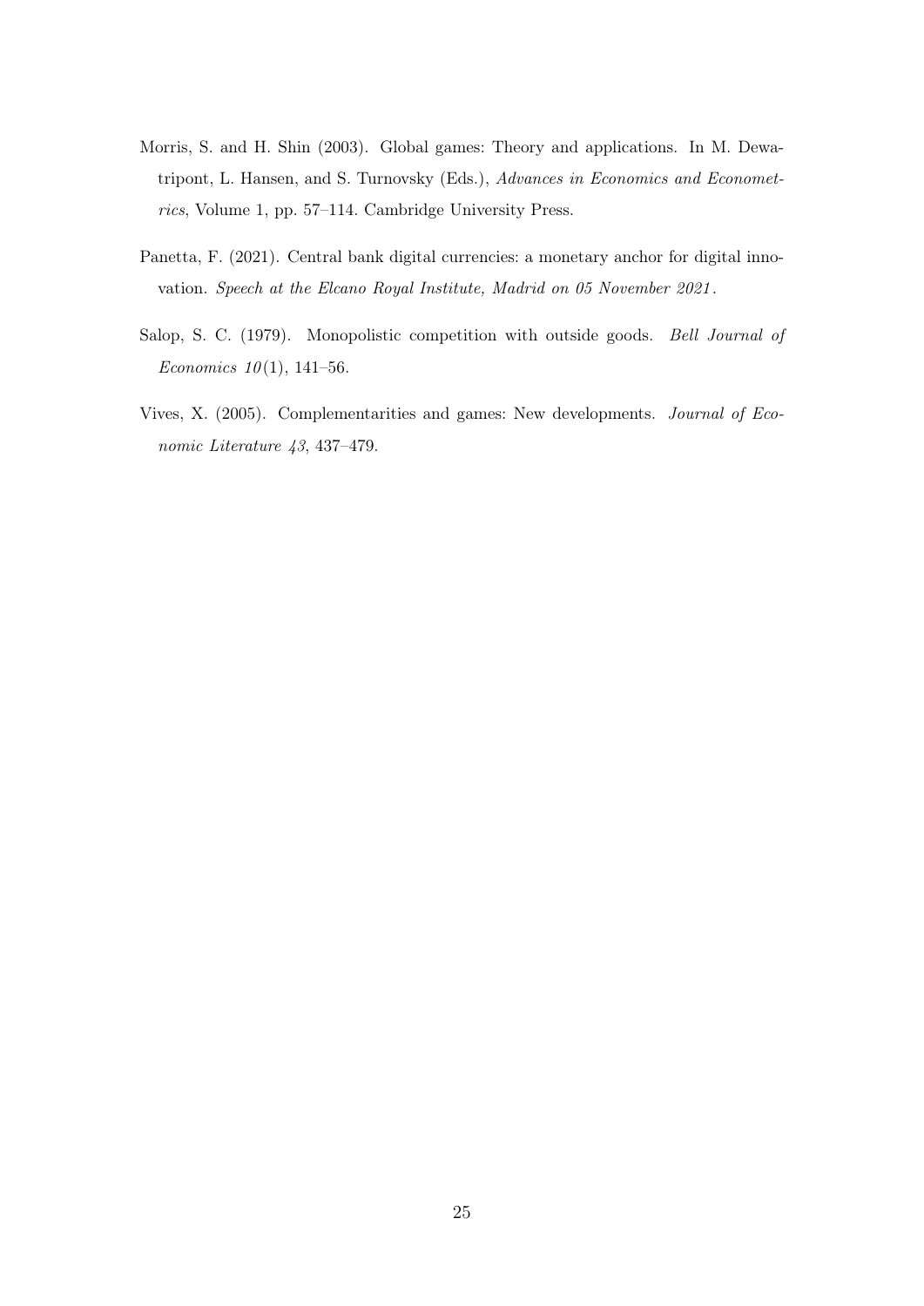Morris, S. and H. Shin (2003). Global games: Theory and applications. In M. Dewatripont, L. Hansen, and S. Turnovsky (Eds.), *Advances in Economics and Econometrics*, Volume 1, pp. 57–114. Cambridge University Press.

Panetta, F. (2021). Central bank digital currencies: a monetary anchor for digital innovation. *Speech at the Elcano Royal Institute, Madrid on 05 November 2021*.

Salop, S. C. (1979). Monopolistic competition with outside goods. *Bell Journal of Economics 10*(1), 141–56.

Vives, X. (2005). Complementarities and games: New developments. *Journal of Economic Literature 43*, 437–479.